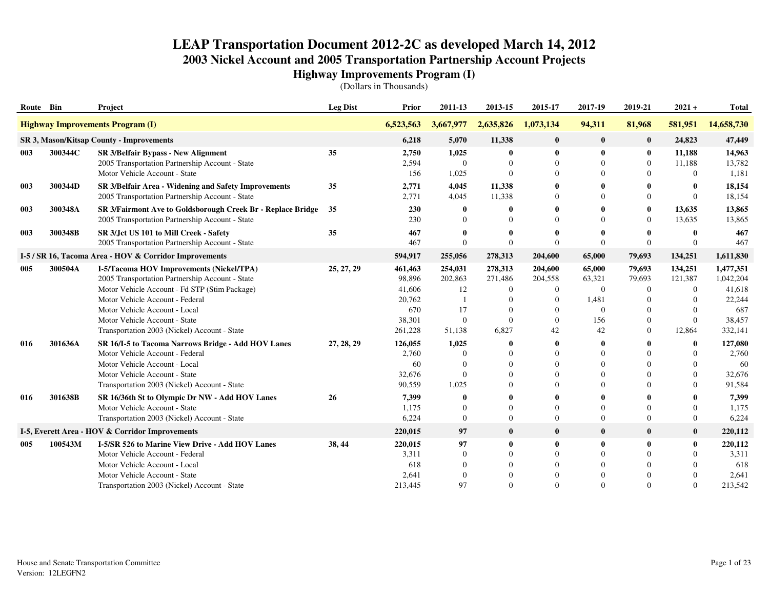# LEAP Transportation Document 2012-2C as developed March 14, 2012

## 2003 Nickel Account and 2005 Transportation Partnership Account Projects

### Highway Improvements Program (I)

(Dollars in Thousands)

| Route | Bin | Project | Leg Dist | Prior | 2011-13 | 2013-15 | 2015-17 | 2017-19 | 2019-21 | 2021 + | Total |
|---|---|---|---|---|---|---|---|---|---|---|---|
| **Highway Improvements Program (I)** | | | | **6,523,563** | **3,667,977** | **2,635,826** | **1,073,134** | **94,311** | **81,968** | **581,951** | **14,658,730** |
| **SR 3, Mason/Kitsap County - Improvements** | | | | **6,218** | **5,070** | **11,338** | **0** | **0** | **0** | **24,823** | **47,449** |
| **003** | **300344C** | **SR 3/Belfair Bypass - New Alignment** | **35** | **2,750** | **1,025** | **0** | **0** | **0** | **0** | **11,188** | **14,963** |
| | | 2005 Transportation Partnership Account - State | | 2,594 | 0 | 0 | 0 | 0 | 0 | 11,188 | 13,782 |
| | | Motor Vehicle Account - State | | 156 | 1,025 | 0 | 0 | 0 | 0 | 0 | 1,181 |
| **003** | **300344D** | **SR 3/Belfair Area - Widening and Safety Improvements** | **35** | **2,771** | **4,045** | **11,338** | **0** | **0** | **0** | **0** | **18,154** |
| | | 2005 Transportation Partnership Account - State | | 2,771 | 4,045 | 11,338 | 0 | 0 | 0 | 0 | 18,154 |
| **003** | **300348A** | **SR 3/Fairmont Ave to Goldsborough Creek Br - Replace Bridge** | **35** | **230** | **0** | **0** | **0** | **0** | **0** | **13,635** | **13,865** |
| | | 2005 Transportation Partnership Account - State | | 230 | 0 | 0 | 0 | 0 | 0 | 13,635 | 13,865 |
| **003** | **300348B** | **SR 3/Jct US 101 to Mill Creek - Safety** | **35** | **467** | **0** | **0** | **0** | **0** | **0** | **0** | **467** |
| | | 2005 Transportation Partnership Account - State | | 467 | 0 | 0 | 0 | 0 | 0 | 0 | 467 |
| **I-5 / SR 16, Tacoma Area - HOV & Corridor Improvements** | | | | **594,917** | **255,056** | **278,313** | **204,600** | **65,000** | **79,693** | **134,251** | **1,611,830** |
| **005** | **300504A** | **I-5/Tacoma HOV Improvements (Nickel/TPA)** | **25, 27, 29** | **461,463** | **254,031** | **278,313** | **204,600** | **65,000** | **79,693** | **134,251** | **1,477,351** |
| | | 2005 Transportation Partnership Account - State | | 98,896 | 202,863 | 271,486 | 204,558 | 63,321 | 79,693 | 121,387 | 1,042,204 |
| | | Motor Vehicle Account - Fd STP (Stim Package) | | 41,606 | 12 | 0 | 0 | 0 | 0 | 0 | 41,618 |
| | | Motor Vehicle Account - Federal | | 20,762 | 1 | 0 | 0 | 1,481 | 0 | 0 | 22,244 |
| | | Motor Vehicle Account - Local | | 670 | 17 | 0 | 0 | 0 | 0 | 0 | 687 |
| | | Motor Vehicle Account - State | | 38,301 | 0 | 0 | 0 | 156 | 0 | 0 | 38,457 |
| | | Transportation 2003 (Nickel) Account - State | | 261,228 | 51,138 | 6,827 | 42 | 42 | 0 | 12,864 | 332,141 |
| **016** | **301636A** | **SR 16/I-5 to Tacoma Narrows Bridge - Add HOV Lanes** | **27, 28, 29** | **126,055** | **1,025** | **0** | **0** | **0** | **0** | **0** | **127,080** |
| | | Motor Vehicle Account - Federal | | 2,760 | 0 | 0 | 0 | 0 | 0 | 0 | 2,760 |
| | | Motor Vehicle Account - Local | | 60 | 0 | 0 | 0 | 0 | 0 | 0 | 60 |
| | | Motor Vehicle Account - State | | 32,676 | 0 | 0 | 0 | 0 | 0 | 0 | 32,676 |
| | | Transportation 2003 (Nickel) Account - State | | 90,559 | 1,025 | 0 | 0 | 0 | 0 | 0 | 91,584 |
| **016** | **301638B** | **SR 16/36th St to Olympic Dr NW - Add HOV Lanes** | **26** | **7,399** | **0** | **0** | **0** | **0** | **0** | **0** | **7,399** |
| | | Motor Vehicle Account - State | | 1,175 | 0 | 0 | 0 | 0 | 0 | 0 | 1,175 |
| | | Transportation 2003 (Nickel) Account - State | | 6,224 | 0 | 0 | 0 | 0 | 0 | 0 | 6,224 |
| **I-5, Everett Area - HOV & Corridor Improvements** | | | | **220,015** | **97** | **0** | **0** | **0** | **0** | **0** | **220,112** |
| **005** | **100543M** | **I-5/SR 526 to Marine View Drive - Add HOV Lanes** | **38, 44** | **220,015** | **97** | **0** | **0** | **0** | **0** | **0** | **220,112** |
| | | Motor Vehicle Account - Federal | | 3,311 | 0 | 0 | 0 | 0 | 0 | 0 | 3,311 |
| | | Motor Vehicle Account - Local | | 618 | 0 | 0 | 0 | 0 | 0 | 0 | 618 |
| | | Motor Vehicle Account - State | | 2,641 | 0 | 0 | 0 | 0 | 0 | 0 | 2,641 |
| | | Transportation 2003 (Nickel) Account - State | | 213,445 | 97 | 0 | 0 | 0 | 0 | 0 | 213,542 |

House and Senate Transportation Committee
Version: 12LEGFN2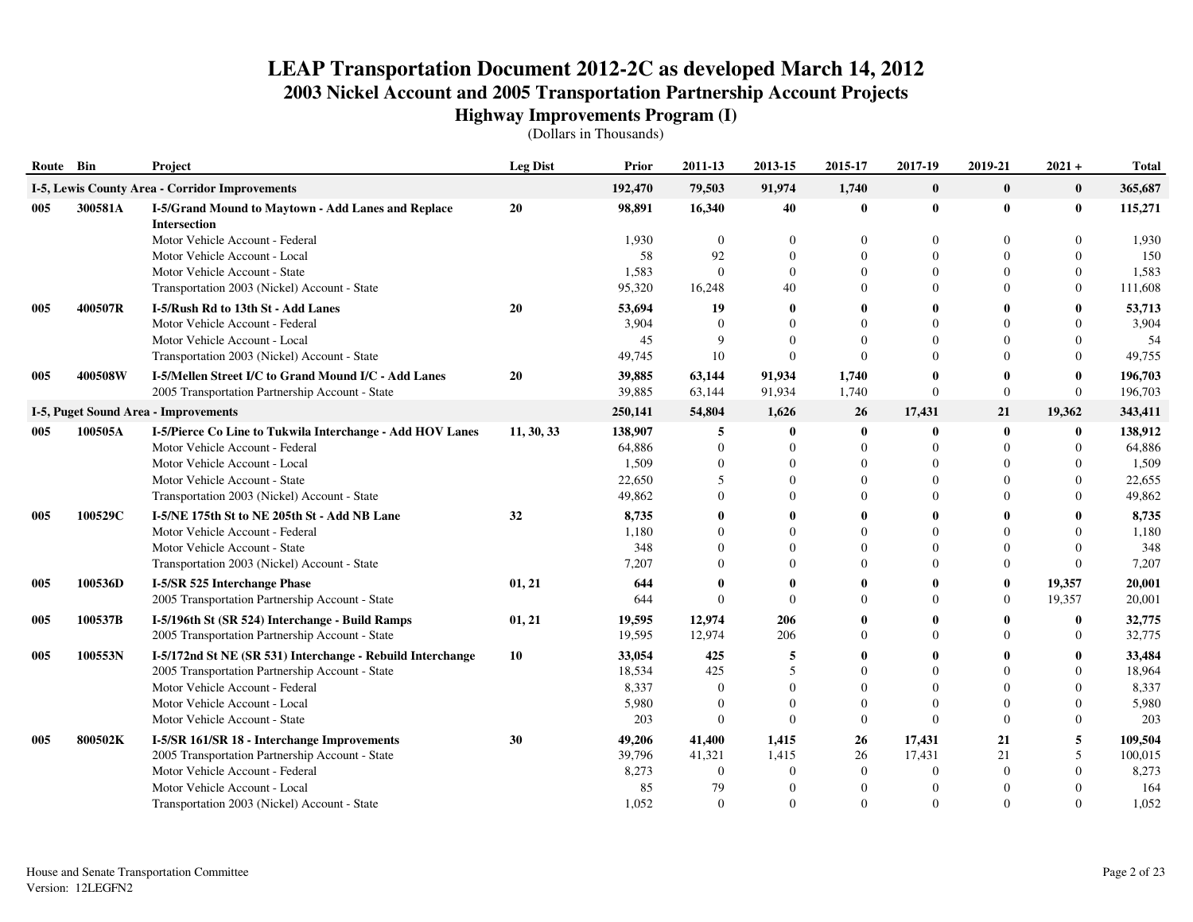# LEAP Transportation Document 2012-2C as developed March 14, 2012

## 2003 Nickel Account and 2005 Transportation Partnership Account Projects

### Highway Improvements Program (I)

(Dollars in Thousands)

| Route | Bin | Project | Leg Dist | Prior | 2011-13 | 2013-15 | 2015-17 | 2017-19 | 2019-21 | 2021 + | Total |
|---|---|---|---|---|---|---|---|---|---|---|---|
| **I-5, Lewis County Area - Corridor Improvements** | | | | **192,470** | **79,503** | **91,974** | **1,740** | **0** | **0** | **0** | **365,687** |
| **005** | **300581A** | **I-5/Grand Mound to Maytown - Add Lanes and Replace Intersection** | **20** | **98,891** | **16,340** | **40** | **0** | **0** | **0** | **0** | **115,271** |
| | | Motor Vehicle Account - Federal | | 1,930 | 0 | 0 | 0 | 0 | 0 | 0 | 1,930 |
| | | Motor Vehicle Account - Local | | 58 | 92 | 0 | 0 | 0 | 0 | 0 | 150 |
| | | Motor Vehicle Account - State | | 1,583 | 0 | 0 | 0 | 0 | 0 | 0 | 1,583 |
| | | Transportation 2003 (Nickel) Account - State | | 95,320 | 16,248 | 40 | 0 | 0 | 0 | 0 | 111,608 |
| **005** | **400507R** | **I-5/Rush Rd to 13th St - Add Lanes** | **20** | **53,694** | **19** | **0** | **0** | **0** | **0** | **0** | **53,713** |
| | | Motor Vehicle Account - Federal | | 3,904 | 0 | 0 | 0 | 0 | 0 | 0 | 3,904 |
| | | Motor Vehicle Account - Local | | 45 | 9 | 0 | 0 | 0 | 0 | 0 | 54 |
| | | Transportation 2003 (Nickel) Account - State | | 49,745 | 10 | 0 | 0 | 0 | 0 | 0 | 49,755 |
| **005** | **400508W** | **I-5/Mellen Street I/C to Grand Mound I/C - Add Lanes** | **20** | **39,885** | **63,144** | **91,934** | **1,740** | **0** | **0** | **0** | **196,703** |
| | | 2005 Transportation Partnership Account - State | | 39,885 | 63,144 | 91,934 | 1,740 | 0 | 0 | 0 | 196,703 |
| **I-5, Puget Sound Area - Improvements** | | | | **250,141** | **54,804** | **1,626** | **26** | **17,431** | **21** | **19,362** | **343,411** |
| **005** | **100505A** | **I-5/Pierce Co Line to Tukwila Interchange - Add HOV Lanes** | **11, 30, 33** | **138,907** | **5** | **0** | **0** | **0** | **0** | **0** | **138,912** |
| | | Motor Vehicle Account - Federal | | 64,886 | 0 | 0 | 0 | 0 | 0 | 0 | 64,886 |
| | | Motor Vehicle Account - Local | | 1,509 | 0 | 0 | 0 | 0 | 0 | 0 | 1,509 |
| | | Motor Vehicle Account - State | | 22,650 | 5 | 0 | 0 | 0 | 0 | 0 | 22,655 |
| | | Transportation 2003 (Nickel) Account - State | | 49,862 | 0 | 0 | 0 | 0 | 0 | 0 | 49,862 |
| **005** | **100529C** | **I-5/NE 175th St to NE 205th St - Add NB Lane** | **32** | **8,735** | **0** | **0** | **0** | **0** | **0** | **0** | **8,735** |
| | | Motor Vehicle Account - Federal | | 1,180 | 0 | 0 | 0 | 0 | 0 | 0 | 1,180 |
| | | Motor Vehicle Account - State | | 348 | 0 | 0 | 0 | 0 | 0 | 0 | 348 |
| | | Transportation 2003 (Nickel) Account - State | | 7,207 | 0 | 0 | 0 | 0 | 0 | 0 | 7,207 |
| **005** | **100536D** | **I-5/SR 525 Interchange Phase** | **01, 21** | **644** | **0** | **0** | **0** | **0** | **0** | **19,357** | **20,001** |
| | | 2005 Transportation Partnership Account - State | | 644 | 0 | 0 | 0 | 0 | 0 | 19,357 | 20,001 |
| **005** | **100537B** | **I-5/196th St (SR 524) Interchange - Build Ramps** | **01, 21** | **19,595** | **12,974** | **206** | **0** | **0** | **0** | **0** | **32,775** |
| | | 2005 Transportation Partnership Account - State | | 19,595 | 12,974 | 206 | 0 | 0 | 0 | 0 | 32,775 |
| **005** | **100553N** | **I-5/172nd St NE (SR 531) Interchange - Rebuild Interchange** | **10** | **33,054** | **425** | **5** | **0** | **0** | **0** | **0** | **33,484** |
| | | 2005 Transportation Partnership Account - State | | 18,534 | 425 | 5 | 0 | 0 | 0 | 0 | 18,964 |
| | | Motor Vehicle Account - Federal | | 8,337 | 0 | 0 | 0 | 0 | 0 | 0 | 8,337 |
| | | Motor Vehicle Account - Local | | 5,980 | 0 | 0 | 0 | 0 | 0 | 0 | 5,980 |
| | | Motor Vehicle Account - State | | 203 | 0 | 0 | 0 | 0 | 0 | 0 | 203 |
| **005** | **800502K** | **I-5/SR 161/SR 18 - Interchange Improvements** | **30** | **49,206** | **41,400** | **1,415** | **26** | **17,431** | **21** | **5** | **109,504** |
| | | 2005 Transportation Partnership Account - State | | 39,796 | 41,321 | 1,415 | 26 | 17,431 | 21 | 5 | 100,015 |
| | | Motor Vehicle Account - Federal | | 8,273 | 0 | 0 | 0 | 0 | 0 | 0 | 8,273 |
| | | Motor Vehicle Account - Local | | 85 | 79 | 0 | 0 | 0 | 0 | 0 | 164 |
| | | Transportation 2003 (Nickel) Account - State | | 1,052 | 0 | 0 | 0 | 0 | 0 | 0 | 1,052 |

House and Senate Transportation Committee
Version: 12LEGFN2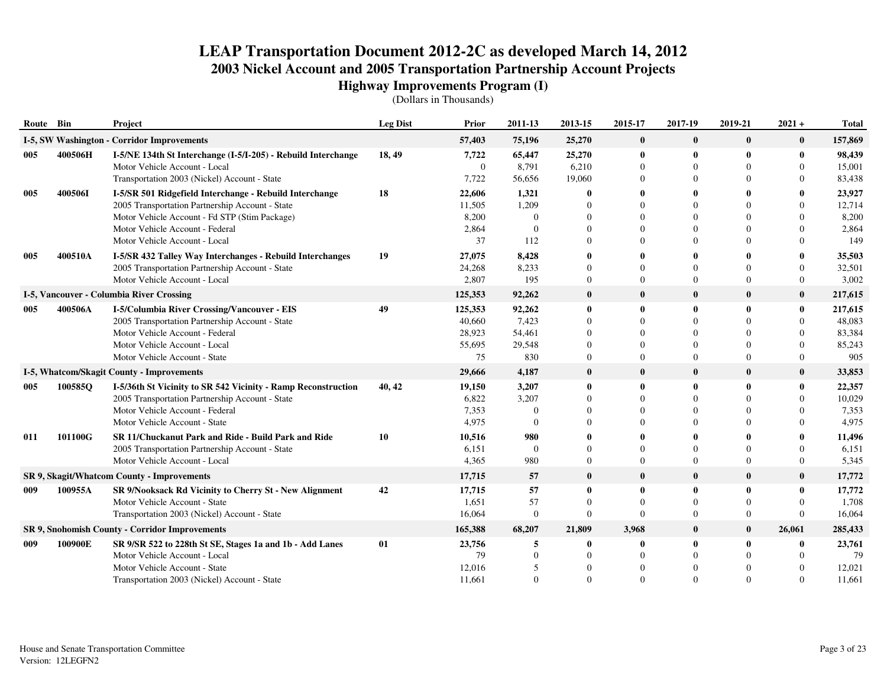# LEAP Transportation Document 2012-2C as developed March 14, 2012
## 2003 Nickel Account and 2005 Transportation Partnership Account Projects
### Highway Improvements Program (I)
(Dollars in Thousands)

| Route | Bin | Project | Leg Dist | Prior | 2011-13 | 2013-15 | 2015-17 | 2017-19 | 2019-21 | 2021 + | Total |
|---|---|---|---|---|---|---|---|---|---|---|---|
| **I-5, SW Washington - Corridor Improvements** | | | | **57,403** | **75,196** | **25,270** | **0** | **0** | **0** | **0** | **157,869** |
| **005** | **400506H** | **I-5/NE 134th St Interchange (I-5/I-205) - Rebuild Interchange** | **18, 49** | **7,722** | **65,447** | **25,270** | **0** | **0** | **0** | **0** | **98,439** |
| | | Motor Vehicle Account - Local | | 0 | 8,791 | 6,210 | 0 | 0 | 0 | 0 | 15,001 |
| | | Transportation 2003 (Nickel) Account - State | | 7,722 | 56,656 | 19,060 | 0 | 0 | 0 | 0 | 83,438 |
| **005** | **400506I** | **I-5/SR 501 Ridgefield Interchange - Rebuild Interchange** | **18** | **22,606** | **1,321** | **0** | **0** | **0** | **0** | **0** | **23,927** |
| | | 2005 Transportation Partnership Account - State | | 11,505 | 1,209 | 0 | 0 | 0 | 0 | 0 | 12,714 |
| | | Motor Vehicle Account - Fd STP (Stim Package) | | 8,200 | 0 | 0 | 0 | 0 | 0 | 0 | 8,200 |
| | | Motor Vehicle Account - Federal | | 2,864 | 0 | 0 | 0 | 0 | 0 | 0 | 2,864 |
| | | Motor Vehicle Account - Local | | 37 | 112 | 0 | 0 | 0 | 0 | 0 | 149 |
| **005** | **400510A** | **I-5/SR 432 Talley Way Interchanges - Rebuild Interchanges** | **19** | **27,075** | **8,428** | **0** | **0** | **0** | **0** | **0** | **35,503** |
| | | 2005 Transportation Partnership Account - State | | 24,268 | 8,233 | 0 | 0 | 0 | 0 | 0 | 32,501 |
| | | Motor Vehicle Account - Local | | 2,807 | 195 | 0 | 0 | 0 | 0 | 0 | 3,002 |
| **I-5, Vancouver - Columbia River Crossing** | | | | **125,353** | **92,262** | **0** | **0** | **0** | **0** | **0** | **217,615** |
| **005** | **400506A** | **I-5/Columbia River Crossing/Vancouver - EIS** | **49** | **125,353** | **92,262** | **0** | **0** | **0** | **0** | **0** | **217,615** |
| | | 2005 Transportation Partnership Account - State | | 40,660 | 7,423 | 0 | 0 | 0 | 0 | 0 | 48,083 |
| | | Motor Vehicle Account - Federal | | 28,923 | 54,461 | 0 | 0 | 0 | 0 | 0 | 83,384 |
| | | Motor Vehicle Account - Local | | 55,695 | 29,548 | 0 | 0 | 0 | 0 | 0 | 85,243 |
| | | Motor Vehicle Account - State | | 75 | 830 | 0 | 0 | 0 | 0 | 0 | 905 |
| **I-5, Whatcom/Skagit County - Improvements** | | | | **29,666** | **4,187** | **0** | **0** | **0** | **0** | **0** | **33,853** |
| **005** | **100585Q** | **I-5/36th St Vicinity to SR 542 Vicinity - Ramp Reconstruction** | **40, 42** | **19,150** | **3,207** | **0** | **0** | **0** | **0** | **0** | **22,357** |
| | | 2005 Transportation Partnership Account - State | | 6,822 | 3,207 | 0 | 0 | 0 | 0 | 0 | 10,029 |
| | | Motor Vehicle Account - Federal | | 7,353 | 0 | 0 | 0 | 0 | 0 | 0 | 7,353 |
| | | Motor Vehicle Account - State | | 4,975 | 0 | 0 | 0 | 0 | 0 | 0 | 4,975 |
| **011** | **101100G** | **SR 11/Chuckanut Park and Ride - Build Park and Ride** | **10** | **10,516** | **980** | **0** | **0** | **0** | **0** | **0** | **11,496** |
| | | 2005 Transportation Partnership Account - State | | 6,151 | 0 | 0 | 0 | 0 | 0 | 0 | 6,151 |
| | | Motor Vehicle Account - Local | | 4,365 | 980 | 0 | 0 | 0 | 0 | 0 | 5,345 |
| **SR 9, Skagit/Whatcom County - Improvements** | | | | **17,715** | **57** | **0** | **0** | **0** | **0** | **0** | **17,772** |
| **009** | **100955A** | **SR 9/Nooksack Rd Vicinity to Cherry St - New Alignment** | **42** | **17,715** | **57** | **0** | **0** | **0** | **0** | **0** | **17,772** |
| | | Motor Vehicle Account - State | | 1,651 | 57 | 0 | 0 | 0 | 0 | 0 | 1,708 |
| | | Transportation 2003 (Nickel) Account - State | | 16,064 | 0 | 0 | 0 | 0 | 0 | 0 | 16,064 |
| **SR 9, Snohomish County - Corridor Improvements** | | | | **165,388** | **68,207** | **21,809** | **3,968** | **0** | **0** | **26,061** | **285,433** |
| **009** | **100900E** | **SR 9/SR 522 to 228th St SE, Stages 1a and 1b - Add Lanes** | **01** | **23,756** | **5** | **0** | **0** | **0** | **0** | **0** | **23,761** |
| | | Motor Vehicle Account - Local | | 79 | 0 | 0 | 0 | 0 | 0 | 0 | 79 |
| | | Motor Vehicle Account - State | | 12,016 | 5 | 0 | 0 | 0 | 0 | 0 | 12,021 |
| | | Transportation 2003 (Nickel) Account - State | | 11,661 | 0 | 0 | 0 | 0 | 0 | 0 | 11,661 |

House and Senate Transportation Committee
Version: 12LEGFN2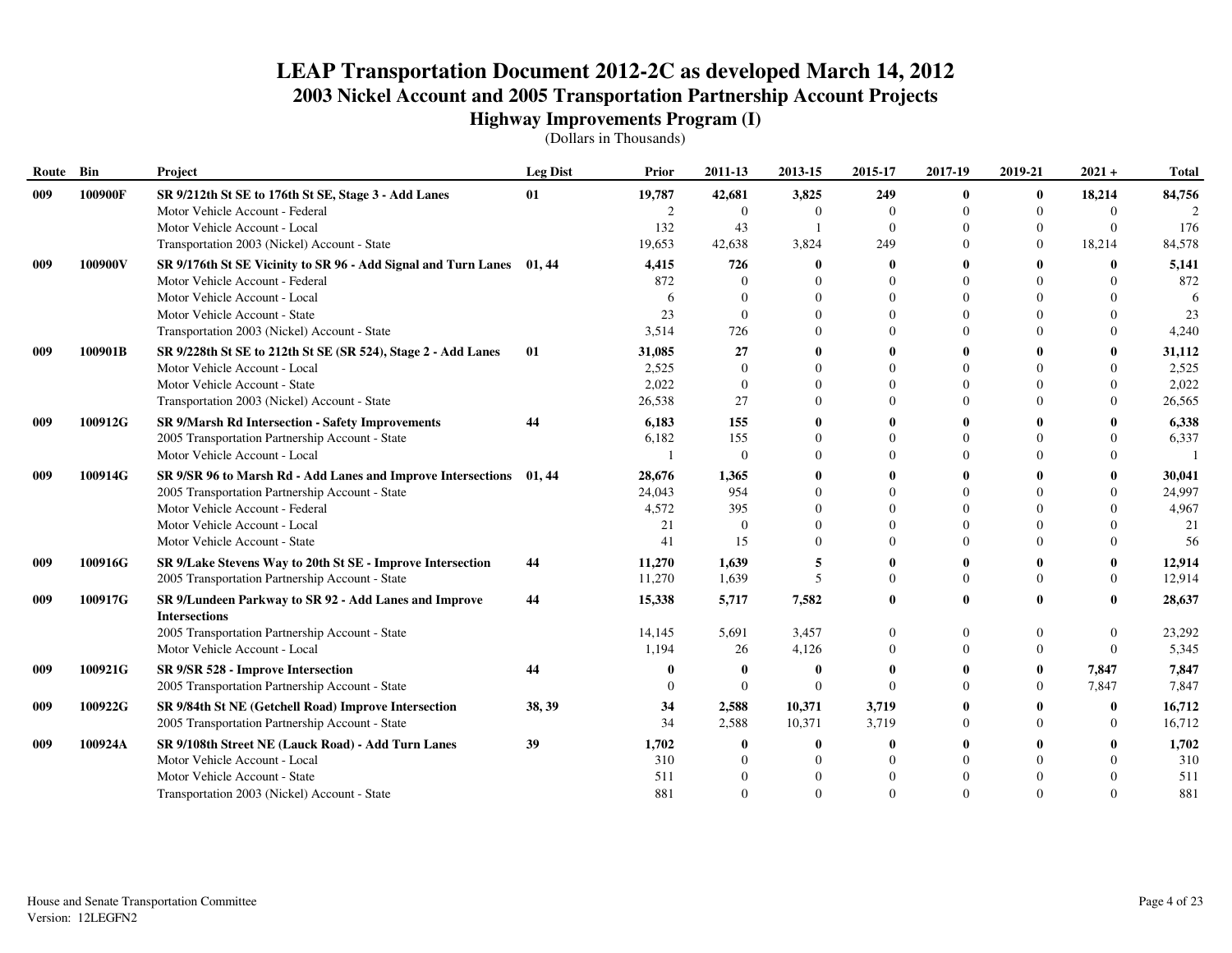# LEAP Transportation Document 2012-2C as developed March 14, 2012

## 2003 Nickel Account and 2005 Transportation Partnership Account Projects

### Highway Improvements Program (I)

(Dollars in Thousands)

| Route | Bin | Project | Leg Dist | Prior | 2011-13 | 2013-15 | 2015-17 | 2017-19 | 2019-21 | 2021 + | Total |
|---|---|---|---|---|---|---|---|---|---|---|---|
| **009** | **100900F** | **SR 9/212th St SE to 176th St SE, Stage 3 - Add Lanes** | **01** | **19,787** | **42,681** | **3,825** | **249** | **0** | **0** | **18,214** | **84,756** |
| | | Motor Vehicle Account - Federal | | 2 | 0 | 0 | 0 | 0 | 0 | 0 | 2 |
| | | Motor Vehicle Account - Local | | 132 | 43 | 1 | 0 | 0 | 0 | 0 | 176 |
| | | Transportation 2003 (Nickel) Account - State | | 19,653 | 42,638 | 3,824 | 249 | 0 | 0 | 18,214 | 84,578 |
| **009** | **100900V** | **SR 9/176th St SE Vicinity to SR 96 - Add Signal and Turn Lanes** | **01, 44** | **4,415** | **726** | **0** | **0** | **0** | **0** | **0** | **5,141** |
| | | Motor Vehicle Account - Federal | | 872 | 0 | 0 | 0 | 0 | 0 | 0 | 872 |
| | | Motor Vehicle Account - Local | | 6 | 0 | 0 | 0 | 0 | 0 | 0 | 6 |
| | | Motor Vehicle Account - State | | 23 | 0 | 0 | 0 | 0 | 0 | 0 | 23 |
| | | Transportation 2003 (Nickel) Account - State | | 3,514 | 726 | 0 | 0 | 0 | 0 | 0 | 4,240 |
| **009** | **100901B** | **SR 9/228th St SE to 212th St SE (SR 524), Stage 2 - Add Lanes** | **01** | **31,085** | **27** | **0** | **0** | **0** | **0** | **0** | **31,112** |
| | | Motor Vehicle Account - Local | | 2,525 | 0 | 0 | 0 | 0 | 0 | 0 | 2,525 |
| | | Motor Vehicle Account - State | | 2,022 | 0 | 0 | 0 | 0 | 0 | 0 | 2,022 |
| | | Transportation 2003 (Nickel) Account - State | | 26,538 | 27 | 0 | 0 | 0 | 0 | 0 | 26,565 |
| **009** | **100912G** | **SR 9/Marsh Rd Intersection - Safety Improvements** | **44** | **6,183** | **155** | **0** | **0** | **0** | **0** | **0** | **6,338** |
| | | 2005 Transportation Partnership Account - State | | 6,182 | 155 | 0 | 0 | 0 | 0 | 0 | 6,337 |
| | | Motor Vehicle Account - Local | | 1 | 0 | 0 | 0 | 0 | 0 | 0 | 1 |
| **009** | **100914G** | **SR 9/SR 96 to Marsh Rd - Add Lanes and Improve Intersections** | **01, 44** | **28,676** | **1,365** | **0** | **0** | **0** | **0** | **0** | **30,041** |
| | | 2005 Transportation Partnership Account - State | | 24,043 | 954 | 0 | 0 | 0 | 0 | 0 | 24,997 |
| | | Motor Vehicle Account - Federal | | 4,572 | 395 | 0 | 0 | 0 | 0 | 0 | 4,967 |
| | | Motor Vehicle Account - Local | | 21 | 0 | 0 | 0 | 0 | 0 | 0 | 21 |
| | | Motor Vehicle Account - State | | 41 | 15 | 0 | 0 | 0 | 0 | 0 | 56 |
| **009** | **100916G** | **SR 9/Lake Stevens Way to 20th St SE - Improve Intersection** | **44** | **11,270** | **1,639** | **5** | **0** | **0** | **0** | **0** | **12,914** |
| | | 2005 Transportation Partnership Account - State | | 11,270 | 1,639 | 5 | 0 | 0 | 0 | 0 | 12,914 |
| **009** | **100917G** | **SR 9/Lundeen Parkway to SR 92 - Add Lanes and Improve Intersections** | **44** | **15,338** | **5,717** | **7,582** | **0** | **0** | **0** | **0** | **28,637** |
| | | 2005 Transportation Partnership Account - State | | 14,145 | 5,691 | 3,457 | 0 | 0 | 0 | 0 | 23,292 |
| | | Motor Vehicle Account - Local | | 1,194 | 26 | 4,126 | 0 | 0 | 0 | 0 | 5,345 |
| **009** | **100921G** | **SR 9/SR 528 - Improve Intersection** | **44** | **0** | **0** | **0** | **0** | **0** | **0** | **7,847** | **7,847** |
| | | 2005 Transportation Partnership Account - State | | 0 | 0 | 0 | 0 | 0 | 0 | 7,847 | 7,847 |
| **009** | **100922G** | **SR 9/84th St NE (Getchell Road) Improve Intersection** | **38, 39** | **34** | **2,588** | **10,371** | **3,719** | **0** | **0** | **0** | **16,712** |
| | | 2005 Transportation Partnership Account - State | | 34 | 2,588 | 10,371 | 3,719 | 0 | 0 | 0 | 16,712 |
| **009** | **100924A** | **SR 9/108th Street NE (Lauck Road) - Add Turn Lanes** | **39** | **1,702** | **0** | **0** | **0** | **0** | **0** | **0** | **1,702** |
| | | Motor Vehicle Account - Local | | 310 | 0 | 0 | 0 | 0 | 0 | 0 | 310 |
| | | Motor Vehicle Account - State | | 511 | 0 | 0 | 0 | 0 | 0 | 0 | 511 |
| | | Transportation 2003 (Nickel) Account - State | | 881 | 0 | 0 | 0 | 0 | 0 | 0 | 881 |

House and Senate Transportation Committee
Version: 12LEGFN2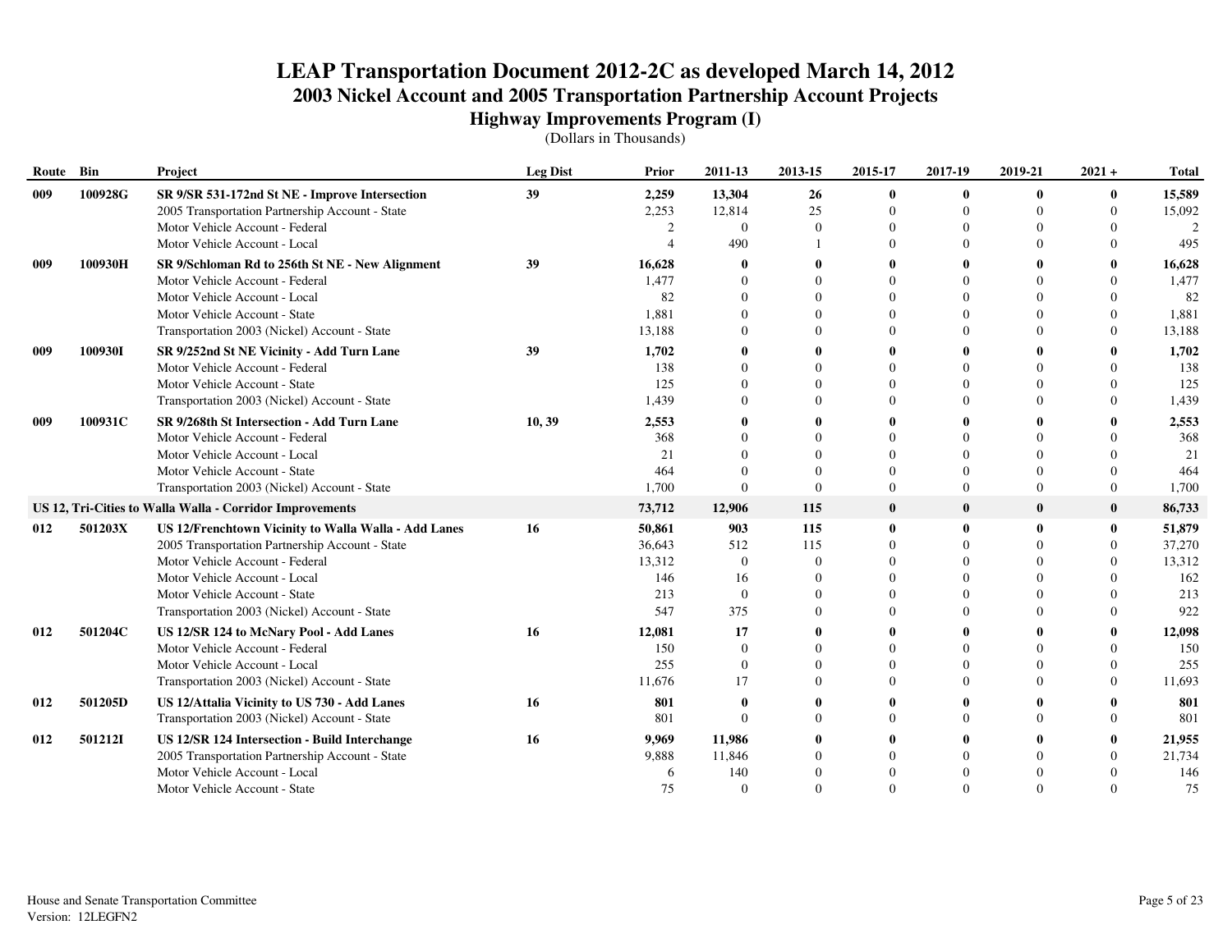# LEAP Transportation Document 2012-2C as developed March 14, 2012

## 2003 Nickel Account and 2005 Transportation Partnership Account Projects

### Highway Improvements Program (I)

(Dollars in Thousands)

| Route | Bin | Project | Leg Dist | Prior | 2011-13 | 2013-15 | 2015-17 | 2017-19 | 2019-21 | 2021 + | Total |
|---|---|---|---|---|---|---|---|---|---|---|---|
| **009** | **100928G** | **SR 9/SR 531-172nd St NE - Improve Intersection** | **39** | **2,259** | **13,304** | **26** | **0** | **0** | **0** | **0** | **15,589** |
| | | 2005 Transportation Partnership Account - State | | 2,253 | 12,814 | 25 | 0 | 0 | 0 | 0 | 15,092 |
| | | Motor Vehicle Account - Federal | | 2 | 0 | 0 | 0 | 0 | 0 | 0 | 2 |
| | | Motor Vehicle Account - Local | | 4 | 490 | 1 | 0 | 0 | 0 | 0 | 495 |
| **009** | **100930H** | **SR 9/Schloman Rd to 256th St NE - New Alignment** | **39** | **16,628** | **0** | **0** | **0** | **0** | **0** | **0** | **16,628** |
| | | Motor Vehicle Account - Federal | | 1,477 | 0 | 0 | 0 | 0 | 0 | 0 | 1,477 |
| | | Motor Vehicle Account - Local | | 82 | 0 | 0 | 0 | 0 | 0 | 0 | 82 |
| | | Motor Vehicle Account - State | | 1,881 | 0 | 0 | 0 | 0 | 0 | 0 | 1,881 |
| | | Transportation 2003 (Nickel) Account - State | | 13,188 | 0 | 0 | 0 | 0 | 0 | 0 | 13,188 |
| **009** | **100930I** | **SR 9/252nd St NE Vicinity - Add Turn Lane** | **39** | **1,702** | **0** | **0** | **0** | **0** | **0** | **0** | **1,702** |
| | | Motor Vehicle Account - Federal | | 138 | 0 | 0 | 0 | 0 | 0 | 0 | 138 |
| | | Motor Vehicle Account - State | | 125 | 0 | 0 | 0 | 0 | 0 | 0 | 125 |
| | | Transportation 2003 (Nickel) Account - State | | 1,439 | 0 | 0 | 0 | 0 | 0 | 0 | 1,439 |
| **009** | **100931C** | **SR 9/268th St Intersection - Add Turn Lane** | **10, 39** | **2,553** | **0** | **0** | **0** | **0** | **0** | **0** | **2,553** |
| | | Motor Vehicle Account - Federal | | 368 | 0 | 0 | 0 | 0 | 0 | 0 | 368 |
| | | Motor Vehicle Account - Local | | 21 | 0 | 0 | 0 | 0 | 0 | 0 | 21 |
| | | Motor Vehicle Account - State | | 464 | 0 | 0 | 0 | 0 | 0 | 0 | 464 |
| | | Transportation 2003 (Nickel) Account - State | | 1,700 | 0 | 0 | 0 | 0 | 0 | 0 | 1,700 |
| **US 12, Tri-Cities to Walla Walla - Corridor Improvements** | | | | **73,712** | **12,906** | **115** | **0** | **0** | **0** | **0** | **86,733** |
| **012** | **501203X** | **US 12/Frenchtown Vicinity to Walla Walla - Add Lanes** | **16** | **50,861** | **903** | **115** | **0** | **0** | **0** | **0** | **51,879** |
| | | 2005 Transportation Partnership Account - State | | 36,643 | 512 | 115 | 0 | 0 | 0 | 0 | 37,270 |
| | | Motor Vehicle Account - Federal | | 13,312 | 0 | 0 | 0 | 0 | 0 | 0 | 13,312 |
| | | Motor Vehicle Account - Local | | 146 | 16 | 0 | 0 | 0 | 0 | 0 | 162 |
| | | Motor Vehicle Account - State | | 213 | 0 | 0 | 0 | 0 | 0 | 0 | 213 |
| | | Transportation 2003 (Nickel) Account - State | | 547 | 375 | 0 | 0 | 0 | 0 | 0 | 922 |
| **012** | **501204C** | **US 12/SR 124 to McNary Pool - Add Lanes** | **16** | **12,081** | **17** | **0** | **0** | **0** | **0** | **0** | **12,098** |
| | | Motor Vehicle Account - Federal | | 150 | 0 | 0 | 0 | 0 | 0 | 0 | 150 |
| | | Motor Vehicle Account - Local | | 255 | 0 | 0 | 0 | 0 | 0 | 0 | 255 |
| | | Transportation 2003 (Nickel) Account - State | | 11,676 | 17 | 0 | 0 | 0 | 0 | 0 | 11,693 |
| **012** | **501205D** | **US 12/Attalia Vicinity to US 730 - Add Lanes** | **16** | **801** | **0** | **0** | **0** | **0** | **0** | **0** | **801** |
| | | Transportation 2003 (Nickel) Account - State | | 801 | 0 | 0 | 0 | 0 | 0 | 0 | 801 |
| **012** | **501212I** | **US 12/SR 124 Intersection - Build Interchange** | **16** | **9,969** | **11,986** | **0** | **0** | **0** | **0** | **0** | **21,955** |
| | | 2005 Transportation Partnership Account - State | | 9,888 | 11,846 | 0 | 0 | 0 | 0 | 0 | 21,734 |
| | | Motor Vehicle Account - Local | | 6 | 140 | 0 | 0 | 0 | 0 | 0 | 146 |
| | | Motor Vehicle Account - State | | 75 | 0 | 0 | 0 | 0 | 0 | 0 | 75 |

House and Senate Transportation Committee
Version: 12LEGFN2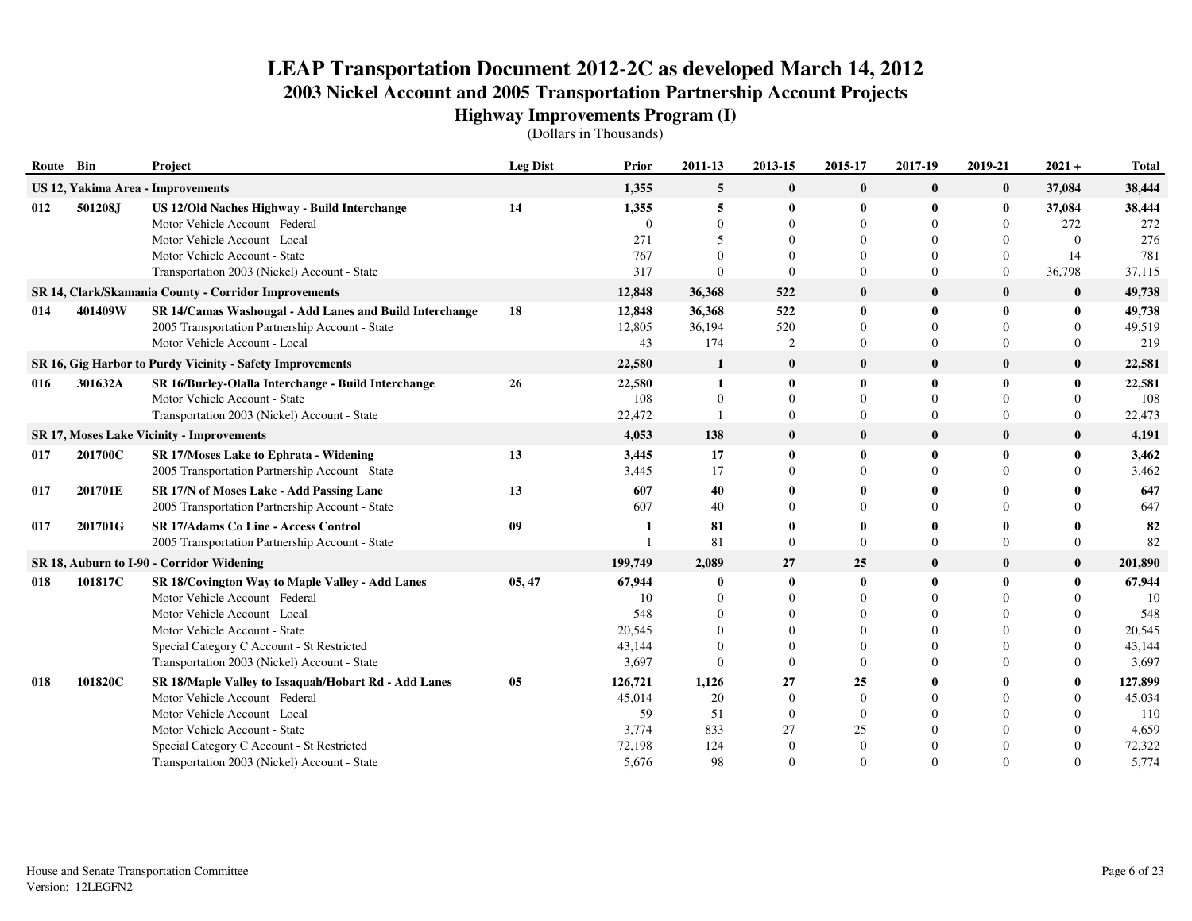# LEAP Transportation Document 2012-2C as developed March 14, 2012
## 2003 Nickel Account and 2005 Transportation Partnership Account Projects
### Highway Improvements Program (I)
(Dollars in Thousands)

| Route | Bin | Project | Leg Dist | Prior | 2011-13 | 2013-15 | 2015-17 | 2017-19 | 2019-21 | 2021 + | Total |
|---|---|---|---|---|---|---|---|---|---|---|---|
| **US 12, Yakima Area - Improvements** | | | | **1,355** | **5** | **0** | **0** | **0** | **0** | **37,084** | **38,444** |
| **012** | **501208J** | **US 12/Old Naches Highway - Build Interchange** | **14** | **1,355** | **5** | **0** | **0** | **0** | **0** | **37,084** | **38,444** |
| | | Motor Vehicle Account - Federal | | 0 | 0 | 0 | 0 | 0 | 0 | 272 | 272 |
| | | Motor Vehicle Account - Local | | 271 | 5 | 0 | 0 | 0 | 0 | 0 | 276 |
| | | Motor Vehicle Account - State | | 767 | 0 | 0 | 0 | 0 | 0 | 14 | 781 |
| | | Transportation 2003 (Nickel) Account - State | | 317 | 0 | 0 | 0 | 0 | 0 | 36,798 | 37,115 |
| **SR 14, Clark/Skamania County - Corridor Improvements** | | | | **12,848** | **36,368** | **522** | **0** | **0** | **0** | **0** | **49,738** |
| **014** | **401409W** | **SR 14/Camas Washougal - Add Lanes and Build Interchange** | **18** | **12,848** | **36,368** | **522** | **0** | **0** | **0** | **0** | **49,738** |
| | | 2005 Transportation Partnership Account - State | | 12,805 | 36,194 | 520 | 0 | 0 | 0 | 0 | 49,519 |
| | | Motor Vehicle Account - Local | | 43 | 174 | 2 | 0 | 0 | 0 | 0 | 219 |
| **SR 16, Gig Harbor to Purdy Vicinity - Safety Improvements** | | | | **22,580** | **1** | **0** | **0** | **0** | **0** | **0** | **22,581** |
| **016** | **301632A** | **SR 16/Burley-Olalla Interchange - Build Interchange** | **26** | **22,580** | **1** | **0** | **0** | **0** | **0** | **0** | **22,581** |
| | | Motor Vehicle Account - State | | 108 | 0 | 0 | 0 | 0 | 0 | 0 | 108 |
| | | Transportation 2003 (Nickel) Account - State | | 22,472 | 1 | 0 | 0 | 0 | 0 | 0 | 22,473 |
| **SR 17, Moses Lake Vicinity - Improvements** | | | | **4,053** | **138** | **0** | **0** | **0** | **0** | **0** | **4,191** |
| **017** | **201700C** | **SR 17/Moses Lake to Ephrata - Widening** | **13** | **3,445** | **17** | **0** | **0** | **0** | **0** | **0** | **3,462** |
| | | 2005 Transportation Partnership Account - State | | 3,445 | 17 | 0 | 0 | 0 | 0 | 0 | 3,462 |
| **017** | **201701E** | **SR 17/N of Moses Lake - Add Passing Lane** | **13** | **607** | **40** | **0** | **0** | **0** | **0** | **0** | **647** |
| | | 2005 Transportation Partnership Account - State | | 607 | 40 | 0 | 0 | 0 | 0 | 0 | 647 |
| **017** | **201701G** | **SR 17/Adams Co Line - Access Control** | **09** | **1** | **81** | **0** | **0** | **0** | **0** | **0** | **82** |
| | | 2005 Transportation Partnership Account - State | | 1 | 81 | 0 | 0 | 0 | 0 | 0 | 82 |
| **SR 18, Auburn to I-90 - Corridor Widening** | | | | **199,749** | **2,089** | **27** | **25** | **0** | **0** | **0** | **201,890** |
| **018** | **101817C** | **SR 18/Covington Way to Maple Valley - Add Lanes** | **05, 47** | **67,944** | **0** | **0** | **0** | **0** | **0** | **0** | **67,944** |
| | | Motor Vehicle Account - Federal | | 10 | 0 | 0 | 0 | 0 | 0 | 0 | 10 |
| | | Motor Vehicle Account - Local | | 548 | 0 | 0 | 0 | 0 | 0 | 0 | 548 |
| | | Motor Vehicle Account - State | | 20,545 | 0 | 0 | 0 | 0 | 0 | 0 | 20,545 |
| | | Special Category C Account - St Restricted | | 43,144 | 0 | 0 | 0 | 0 | 0 | 0 | 43,144 |
| | | Transportation 2003 (Nickel) Account - State | | 3,697 | 0 | 0 | 0 | 0 | 0 | 0 | 3,697 |
| **018** | **101820C** | **SR 18/Maple Valley to Issaquah/Hobart Rd - Add Lanes** | **05** | **126,721** | **1,126** | **27** | **25** | **0** | **0** | **0** | **127,899** |
| | | Motor Vehicle Account - Federal | | 45,014 | 20 | 0 | 0 | 0 | 0 | 0 | 45,034 |
| | | Motor Vehicle Account - Local | | 59 | 51 | 0 | 0 | 0 | 0 | 0 | 110 |
| | | Motor Vehicle Account - State | | 3,774 | 833 | 27 | 25 | 0 | 0 | 0 | 4,659 |
| | | Special Category C Account - St Restricted | | 72,198 | 124 | 0 | 0 | 0 | 0 | 0 | 72,322 |
| | | Transportation 2003 (Nickel) Account - State | | 5,676 | 98 | 0 | 0 | 0 | 0 | 0 | 5,774 |

House and Senate Transportation Committee
Version: 12LEGFN2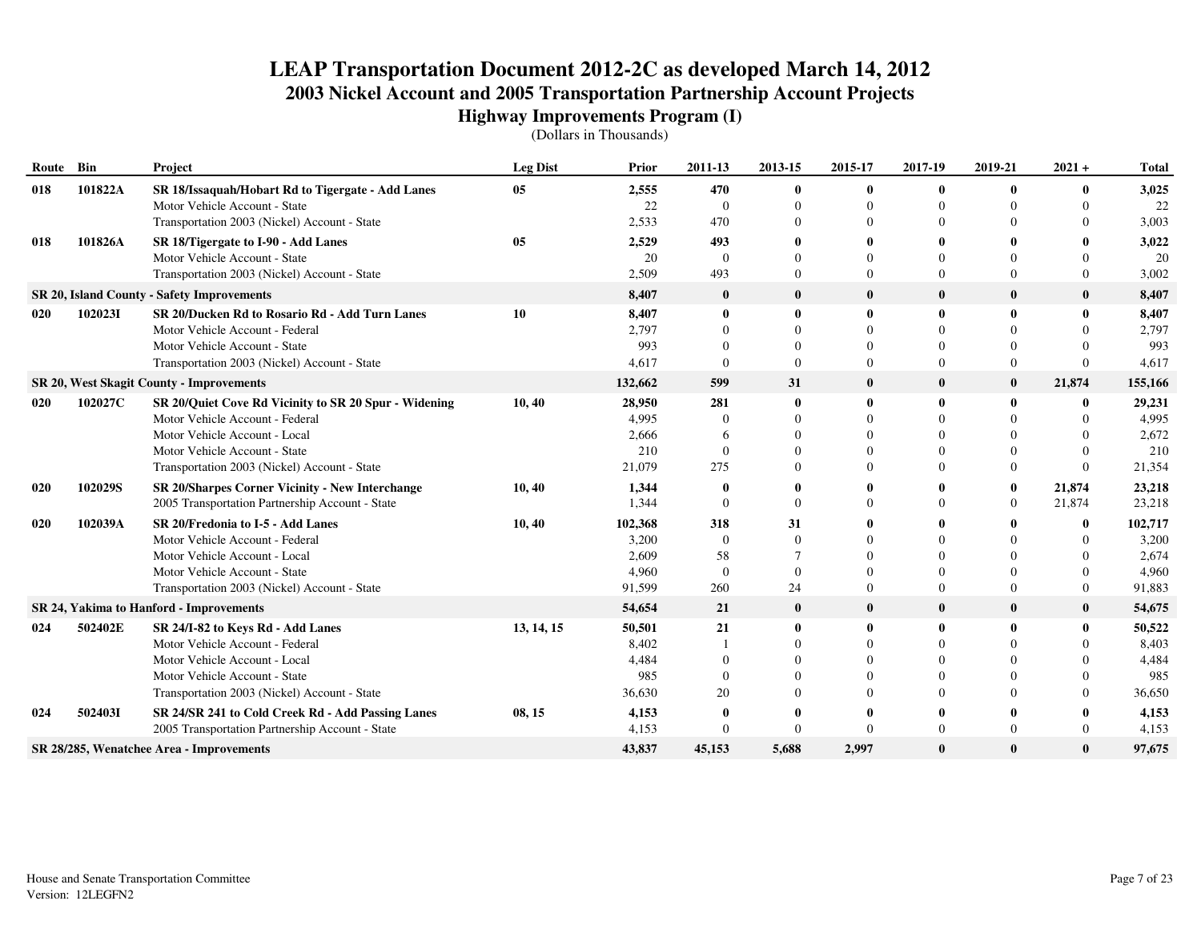# LEAP Transportation Document 2012-2C as developed March 14, 2012

## 2003 Nickel Account and 2005 Transportation Partnership Account Projects

### Highway Improvements Program (I)

(Dollars in Thousands)

| Route | Bin | Project | Leg Dist | Prior | 2011-13 | 2013-15 | 2015-17 | 2017-19 | 2019-21 | 2021 + | Total |
|---|---|---|---|---|---|---|---|---|---|---|---|
| **018** | **101822A** | **SR 18/Issaquah/Hobart Rd to Tigergate - Add Lanes** | **05** | **2,555** | **470** | **0** | **0** | **0** | **0** | **0** | **3,025** |
| | | Motor Vehicle Account - State | | 22 | 0 | 0 | 0 | 0 | 0 | 0 | 22 |
| | | Transportation 2003 (Nickel) Account - State | | 2,533 | 470 | 0 | 0 | 0 | 0 | 0 | 3,003 |
| **018** | **101826A** | **SR 18/Tigergate to I-90 - Add Lanes** | **05** | **2,529** | **493** | **0** | **0** | **0** | **0** | **0** | **3,022** |
| | | Motor Vehicle Account - State | | 20 | 0 | 0 | 0 | 0 | 0 | 0 | 20 |
| | | Transportation 2003 (Nickel) Account - State | | 2,509 | 493 | 0 | 0 | 0 | 0 | 0 | 3,002 |
| **SR 20, Island County - Safety Improvements** | | | | **8,407** | **0** | **0** | **0** | **0** | **0** | **0** | **8,407** |
| **020** | **102023I** | **SR 20/Ducken Rd to Rosario Rd - Add Turn Lanes** | **10** | **8,407** | **0** | **0** | **0** | **0** | **0** | **0** | **8,407** |
| | | Motor Vehicle Account - Federal | | 2,797 | 0 | 0 | 0 | 0 | 0 | 0 | 2,797 |
| | | Motor Vehicle Account - State | | 993 | 0 | 0 | 0 | 0 | 0 | 0 | 993 |
| | | Transportation 2003 (Nickel) Account - State | | 4,617 | 0 | 0 | 0 | 0 | 0 | 0 | 4,617 |
| **SR 20, West Skagit County - Improvements** | | | | **132,662** | **599** | **31** | **0** | **0** | **0** | **21,874** | **155,166** |
| **020** | **102027C** | **SR 20/Quiet Cove Rd Vicinity to SR 20 Spur - Widening** | **10, 40** | **28,950** | **281** | **0** | **0** | **0** | **0** | **0** | **29,231** |
| | | Motor Vehicle Account - Federal | | 4,995 | 0 | 0 | 0 | 0 | 0 | 0 | 4,995 |
| | | Motor Vehicle Account - Local | | 2,666 | 6 | 0 | 0 | 0 | 0 | 0 | 2,672 |
| | | Motor Vehicle Account - State | | 210 | 0 | 0 | 0 | 0 | 0 | 0 | 210 |
| | | Transportation 2003 (Nickel) Account - State | | 21,079 | 275 | 0 | 0 | 0 | 0 | 0 | 21,354 |
| **020** | **102029S** | **SR 20/Sharpes Corner Vicinity - New Interchange** | **10, 40** | **1,344** | **0** | **0** | **0** | **0** | **0** | **21,874** | **23,218** |
| | | 2005 Transportation Partnership Account - State | | 1,344 | 0 | 0 | 0 | 0 | 0 | 21,874 | 23,218 |
| **020** | **102039A** | **SR 20/Fredonia to I-5 - Add Lanes** | **10, 40** | **102,368** | **318** | **31** | **0** | **0** | **0** | **0** | **102,717** |
| | | Motor Vehicle Account - Federal | | 3,200 | 0 | 0 | 0 | 0 | 0 | 0 | 3,200 |
| | | Motor Vehicle Account - Local | | 2,609 | 58 | 7 | 0 | 0 | 0 | 0 | 2,674 |
| | | Motor Vehicle Account - State | | 4,960 | 0 | 0 | 0 | 0 | 0 | 0 | 4,960 |
| | | Transportation 2003 (Nickel) Account - State | | 91,599 | 260 | 24 | 0 | 0 | 0 | 0 | 91,883 |
| **SR 24, Yakima to Hanford - Improvements** | | | | **54,654** | **21** | **0** | **0** | **0** | **0** | **0** | **54,675** |
| **024** | **502402E** | **SR 24/I-82 to Keys Rd - Add Lanes** | **13, 14, 15** | **50,501** | **21** | **0** | **0** | **0** | **0** | **0** | **50,522** |
| | | Motor Vehicle Account - Federal | | 8,402 | 1 | 0 | 0 | 0 | 0 | 0 | 8,403 |
| | | Motor Vehicle Account - Local | | 4,484 | 0 | 0 | 0 | 0 | 0 | 0 | 4,484 |
| | | Motor Vehicle Account - State | | 985 | 0 | 0 | 0 | 0 | 0 | 0 | 985 |
| | | Transportation 2003 (Nickel) Account - State | | 36,630 | 20 | 0 | 0 | 0 | 0 | 0 | 36,650 |
| **024** | **502403I** | **SR 24/SR 241 to Cold Creek Rd - Add Passing Lanes** | **08, 15** | **4,153** | **0** | **0** | **0** | **0** | **0** | **0** | **4,153** |
| | | 2005 Transportation Partnership Account - State | | 4,153 | 0 | 0 | 0 | 0 | 0 | 0 | 4,153 |
| **SR 28/285, Wenatchee Area - Improvements** | | | | **43,837** | **45,153** | **5,688** | **2,997** | **0** | **0** | **0** | **97,675** |

House and Senate Transportation Committee
Version: 12LEGFN2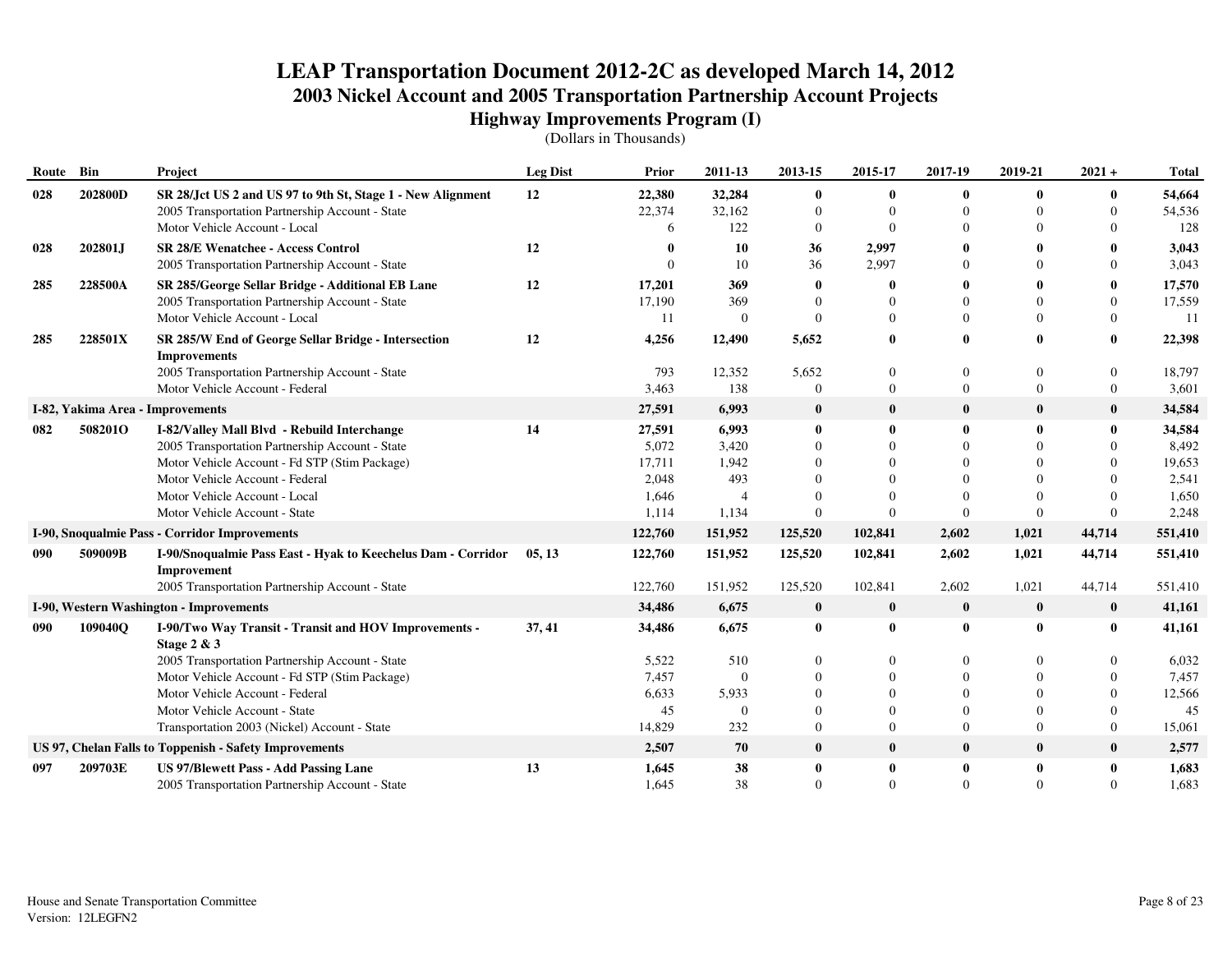# LEAP Transportation Document 2012-2C as developed March 14, 2012

## 2003 Nickel Account and 2005 Transportation Partnership Account Projects

### Highway Improvements Program (I)

(Dollars in Thousands)

| Route | Bin | Project | Leg Dist | Prior | 2011-13 | 2013-15 | 2015-17 | 2017-19 | 2019-21 | 2021 + | Total |
|---|---|---|---|---|---|---|---|---|---|---|---|
| **028** | **202800D** | **SR 28/Jct US 2 and US 97 to 9th St, Stage 1 - New Alignment** | **12** | **22,380** | **32,284** | **0** | **0** | **0** | **0** | **0** | **54,664** |
| | | 2005 Transportation Partnership Account - State | | 22,374 | 32,162 | 0 | 0 | 0 | 0 | 0 | 54,536 |
| | | Motor Vehicle Account - Local | | 6 | 122 | 0 | 0 | 0 | 0 | 0 | 128 |
| **028** | **202801J** | **SR 28/E Wenatchee - Access Control** | **12** | **0** | **10** | **36** | **2,997** | **0** | **0** | **0** | **3,043** |
| | | 2005 Transportation Partnership Account - State | | 0 | 10 | 36 | 2,997 | 0 | 0 | 0 | 3,043 |
| **285** | **228500A** | **SR 285/George Sellar Bridge - Additional EB Lane** | **12** | **17,201** | **369** | **0** | **0** | **0** | **0** | **0** | **17,570** |
| | | 2005 Transportation Partnership Account - State | | 17,190 | 369 | 0 | 0 | 0 | 0 | 0 | 17,559 |
| | | Motor Vehicle Account - Local | | 11 | 0 | 0 | 0 | 0 | 0 | 0 | 11 |
| **285** | **228501X** | **SR 285/W End of George Sellar Bridge - Intersection Improvements** | **12** | **4,256** | **12,490** | **5,652** | **0** | **0** | **0** | **0** | **22,398** |
| | | 2005 Transportation Partnership Account - State | | 793 | 12,352 | 5,652 | 0 | 0 | 0 | 0 | 18,797 |
| | | Motor Vehicle Account - Federal | | 3,463 | 138 | 0 | 0 | 0 | 0 | 0 | 3,601 |
| **I-82, Yakima Area - Improvements** | | | | **27,591** | **6,993** | **0** | **0** | **0** | **0** | **0** | **34,584** |
| **082** | **508201O** | **I-82/Valley Mall Blvd - Rebuild Interchange** | **14** | **27,591** | **6,993** | **0** | **0** | **0** | **0** | **0** | **34,584** |
| | | 2005 Transportation Partnership Account - State | | 5,072 | 3,420 | 0 | 0 | 0 | 0 | 0 | 8,492 |
| | | Motor Vehicle Account - Fd STP (Stim Package) | | 17,711 | 1,942 | 0 | 0 | 0 | 0 | 0 | 19,653 |
| | | Motor Vehicle Account - Federal | | 2,048 | 493 | 0 | 0 | 0 | 0 | 0 | 2,541 |
| | | Motor Vehicle Account - Local | | 1,646 | 4 | 0 | 0 | 0 | 0 | 0 | 1,650 |
| | | Motor Vehicle Account - State | | 1,114 | 1,134 | 0 | 0 | 0 | 0 | 0 | 2,248 |
| **I-90, Snoqualmie Pass - Corridor Improvements** | | | | **122,760** | **151,952** | **125,520** | **102,841** | **2,602** | **1,021** | **44,714** | **551,410** |
| **090** | **509009B** | **I-90/Snoqualmie Pass East - Hyak to Keechelus Dam - Corridor Improvement** | **05, 13** | **122,760** | **151,952** | **125,520** | **102,841** | **2,602** | **1,021** | **44,714** | **551,410** |
| | | 2005 Transportation Partnership Account - State | | 122,760 | 151,952 | 125,520 | 102,841 | 2,602 | 1,021 | 44,714 | 551,410 |
| **I-90, Western Washington - Improvements** | | | | **34,486** | **6,675** | **0** | **0** | **0** | **0** | **0** | **41,161** |
| **090** | **109040Q** | **I-90/Two Way Transit - Transit and HOV Improvements - Stage 2 & 3** | **37, 41** | **34,486** | **6,675** | **0** | **0** | **0** | **0** | **0** | **41,161** |
| | | 2005 Transportation Partnership Account - State | | 5,522 | 510 | 0 | 0 | 0 | 0 | 0 | 6,032 |
| | | Motor Vehicle Account - Fd STP (Stim Package) | | 7,457 | 0 | 0 | 0 | 0 | 0 | 0 | 7,457 |
| | | Motor Vehicle Account - Federal | | 6,633 | 5,933 | 0 | 0 | 0 | 0 | 0 | 12,566 |
| | | Motor Vehicle Account - State | | 45 | 0 | 0 | 0 | 0 | 0 | 0 | 45 |
| | | Transportation 2003 (Nickel) Account - State | | 14,829 | 232 | 0 | 0 | 0 | 0 | 0 | 15,061 |
| **US 97, Chelan Falls to Toppenish - Safety Improvements** | | | | **2,507** | **70** | **0** | **0** | **0** | **0** | **0** | **2,577** |
| **097** | **209703E** | **US 97/Blewett Pass - Add Passing Lane** | **13** | **1,645** | **38** | **0** | **0** | **0** | **0** | **0** | **1,683** |
| | | 2005 Transportation Partnership Account - State | | 1,645 | 38 | 0 | 0 | 0 | 0 | 0 | 1,683 |

House and Senate Transportation Committee
Version: 12LEGFN2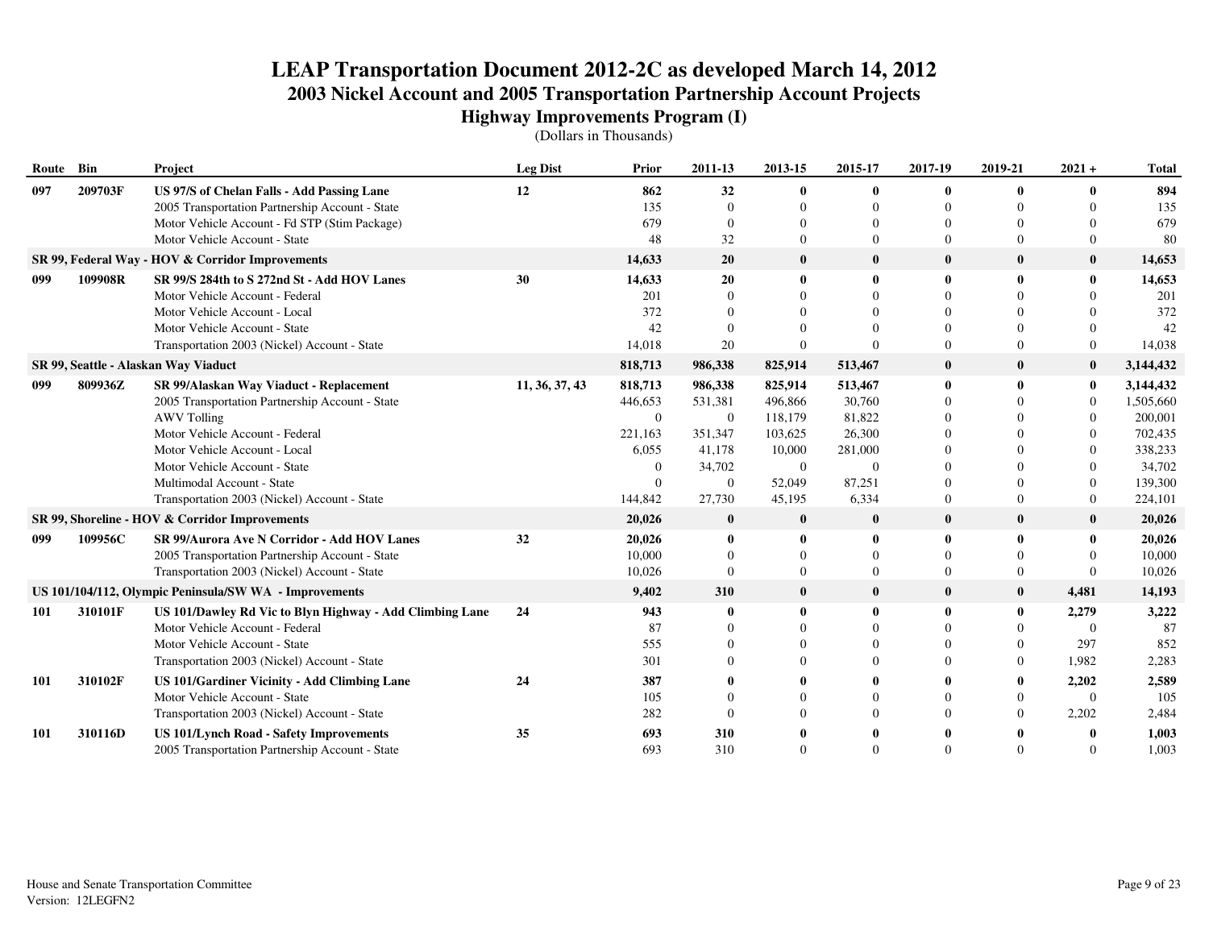# LEAP Transportation Document 2012-2C as developed March 14, 2012

## 2003 Nickel Account and 2005 Transportation Partnership Account Projects

### Highway Improvements Program (I)

(Dollars in Thousands)

| Route | Bin | Project | Leg Dist | Prior | 2011-13 | 2013-15 | 2015-17 | 2017-19 | 2019-21 | 2021 + | Total |
|---|---|---|---|---|---|---|---|---|---|---|---|
| **097** | **209703F** | **US 97/S of Chelan Falls - Add Passing Lane** | **12** | **862** | **32** | **0** | **0** | **0** | **0** | **0** | **894** |
| | | 2005 Transportation Partnership Account - State | | 135 | 0 | 0 | 0 | 0 | 0 | 0 | 135 |
| | | Motor Vehicle Account - Fd STP (Stim Package) | | 679 | 0 | 0 | 0 | 0 | 0 | 0 | 679 |
| | | Motor Vehicle Account - State | | 48 | 32 | 0 | 0 | 0 | 0 | 0 | 80 |
| **SR 99, Federal Way - HOV & Corridor Improvements** | | | | **14,633** | **20** | **0** | **0** | **0** | **0** | **0** | **14,653** |
| **099** | **109908R** | **SR 99/S 284th to S 272nd St - Add HOV Lanes** | **30** | **14,633** | **20** | **0** | **0** | **0** | **0** | **0** | **14,653** |
| | | Motor Vehicle Account - Federal | | 201 | 0 | 0 | 0 | 0 | 0 | 0 | 201 |
| | | Motor Vehicle Account - Local | | 372 | 0 | 0 | 0 | 0 | 0 | 0 | 372 |
| | | Motor Vehicle Account - State | | 42 | 0 | 0 | 0 | 0 | 0 | 0 | 42 |
| | | Transportation 2003 (Nickel) Account - State | | 14,018 | 20 | 0 | 0 | 0 | 0 | 0 | 14,038 |
| **SR 99, Seattle - Alaskan Way Viaduct** | | | | **818,713** | **986,338** | **825,914** | **513,467** | **0** | **0** | **0** | **3,144,432** |
| **099** | **809936Z** | **SR 99/Alaskan Way Viaduct - Replacement** | **11, 36, 37, 43** | **818,713** | **986,338** | **825,914** | **513,467** | **0** | **0** | **0** | **3,144,432** |
| | | 2005 Transportation Partnership Account - State | | 446,653 | 531,381 | 496,866 | 30,760 | 0 | 0 | 0 | 1,505,660 |
| | | AWV Tolling | | 0 | 0 | 118,179 | 81,822 | 0 | 0 | 0 | 200,001 |
| | | Motor Vehicle Account - Federal | | 221,163 | 351,347 | 103,625 | 26,300 | 0 | 0 | 0 | 702,435 |
| | | Motor Vehicle Account - Local | | 6,055 | 41,178 | 10,000 | 281,000 | 0 | 0 | 0 | 338,233 |
| | | Motor Vehicle Account - State | | 0 | 34,702 | 0 | 0 | 0 | 0 | 0 | 34,702 |
| | | Multimodal Account - State | | 0 | 0 | 52,049 | 87,251 | 0 | 0 | 0 | 139,300 |
| | | Transportation 2003 (Nickel) Account - State | | 144,842 | 27,730 | 45,195 | 6,334 | 0 | 0 | 0 | 224,101 |
| **SR 99, Shoreline - HOV & Corridor Improvements** | | | | **20,026** | **0** | **0** | **0** | **0** | **0** | **0** | **20,026** |
| **099** | **109956C** | **SR 99/Aurora Ave N Corridor - Add HOV Lanes** | **32** | **20,026** | **0** | **0** | **0** | **0** | **0** | **0** | **20,026** |
| | | 2005 Transportation Partnership Account - State | | 10,000 | 0 | 0 | 0 | 0 | 0 | 0 | 10,000 |
| | | Transportation 2003 (Nickel) Account - State | | 10,026 | 0 | 0 | 0 | 0 | 0 | 0 | 10,026 |
| **US 101/104/112, Olympic Peninsula/SW WA - Improvements** | | | | **9,402** | **310** | **0** | **0** | **0** | **0** | **4,481** | **14,193** |
| **101** | **310101F** | **US 101/Dawley Rd Vic to Blyn Highway - Add Climbing Lane** | **24** | **943** | **0** | **0** | **0** | **0** | **0** | **2,279** | **3,222** |
| | | Motor Vehicle Account - Federal | | 87 | 0 | 0 | 0 | 0 | 0 | 0 | 87 |
| | | Motor Vehicle Account - State | | 555 | 0 | 0 | 0 | 0 | 0 | 297 | 852 |
| | | Transportation 2003 (Nickel) Account - State | | 301 | 0 | 0 | 0 | 0 | 0 | 1,982 | 2,283 |
| **101** | **310102F** | **US 101/Gardiner Vicinity - Add Climbing Lane** | **24** | **387** | **0** | **0** | **0** | **0** | **0** | **2,202** | **2,589** |
| | | Motor Vehicle Account - State | | 105 | 0 | 0 | 0 | 0 | 0 | 0 | 105 |
| | | Transportation 2003 (Nickel) Account - State | | 282 | 0 | 0 | 0 | 0 | 0 | 2,202 | 2,484 |
| **101** | **310116D** | **US 101/Lynch Road - Safety Improvements** | **35** | **693** | **310** | **0** | **0** | **0** | **0** | **0** | **1,003** |
| | | 2005 Transportation Partnership Account - State | | 693 | 310 | 0 | 0 | 0 | 0 | 0 | 1,003 |

House and Senate Transportation Committee
Version: 12LEGFN2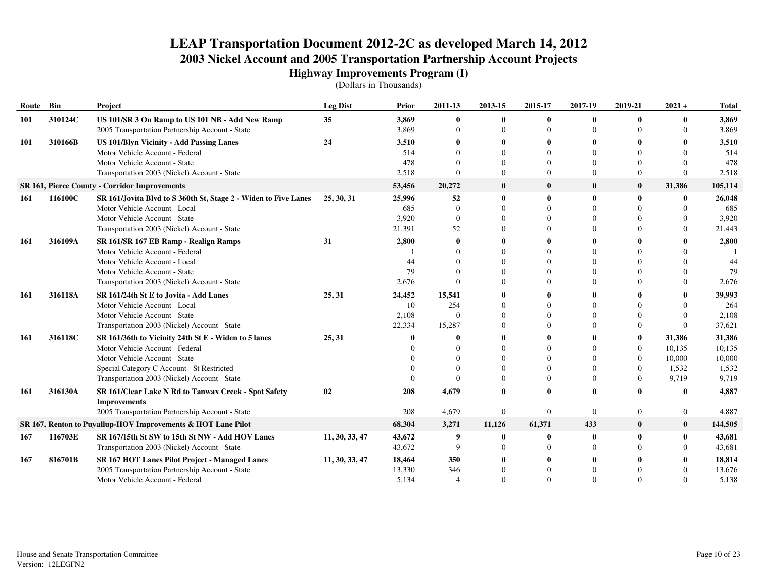# LEAP Transportation Document 2012-2C as developed March 14, 2012

## 2003 Nickel Account and 2005 Transportation Partnership Account Projects

### Highway Improvements Program (I)

(Dollars in Thousands)

| Route | Bin | Project | Leg Dist | Prior | 2011-13 | 2013-15 | 2015-17 | 2017-19 | 2019-21 | 2021 + | Total |
|---|---|---|---|---|---|---|---|---|---|---|---|
| **101** | **310124C** | **US 101/SR 3 On Ramp to US 101 NB - Add New Ramp** | **35** | **3,869** | **0** | **0** | **0** | **0** | **0** | **0** | **3,869** |
| | | 2005 Transportation Partnership Account - State | | 3,869 | 0 | 0 | 0 | 0 | 0 | 0 | 3,869 |
| **101** | **310166B** | **US 101/Blyn Vicinity - Add Passing Lanes** | **24** | **3,510** | **0** | **0** | **0** | **0** | **0** | **0** | **3,510** |
| | | Motor Vehicle Account - Federal | | 514 | 0 | 0 | 0 | 0 | 0 | 0 | 514 |
| | | Motor Vehicle Account - State | | 478 | 0 | 0 | 0 | 0 | 0 | 0 | 478 |
| | | Transportation 2003 (Nickel) Account - State | | 2,518 | 0 | 0 | 0 | 0 | 0 | 0 | 2,518 |
| **SR 161, Pierce County - Corridor Improvements** | | | | **53,456** | **20,272** | **0** | **0** | **0** | **0** | **31,386** | **105,114** |
| **161** | **116100C** | **SR 161/Jovita Blvd to S 360th St, Stage 2 - Widen to Five Lanes** | **25, 30, 31** | **25,996** | **52** | **0** | **0** | **0** | **0** | **0** | **26,048** |
| | | Motor Vehicle Account - Local | | 685 | 0 | 0 | 0 | 0 | 0 | 0 | 685 |
| | | Motor Vehicle Account - State | | 3,920 | 0 | 0 | 0 | 0 | 0 | 0 | 3,920 |
| | | Transportation 2003 (Nickel) Account - State | | 21,391 | 52 | 0 | 0 | 0 | 0 | 0 | 21,443 |
| **161** | **316109A** | **SR 161/SR 167 EB Ramp - Realign Ramps** | **31** | **2,800** | **0** | **0** | **0** | **0** | **0** | **0** | **2,800** |
| | | Motor Vehicle Account - Federal | | 1 | 0 | 0 | 0 | 0 | 0 | 0 | 1 |
| | | Motor Vehicle Account - Local | | 44 | 0 | 0 | 0 | 0 | 0 | 0 | 44 |
| | | Motor Vehicle Account - State | | 79 | 0 | 0 | 0 | 0 | 0 | 0 | 79 |
| | | Transportation 2003 (Nickel) Account - State | | 2,676 | 0 | 0 | 0 | 0 | 0 | 0 | 2,676 |
| **161** | **316118A** | **SR 161/24th St E to Jovita - Add Lanes** | **25, 31** | **24,452** | **15,541** | **0** | **0** | **0** | **0** | **0** | **39,993** |
| | | Motor Vehicle Account - Local | | 10 | 254 | 0 | 0 | 0 | 0 | 0 | 264 |
| | | Motor Vehicle Account - State | | 2,108 | 0 | 0 | 0 | 0 | 0 | 0 | 2,108 |
| | | Transportation 2003 (Nickel) Account - State | | 22,334 | 15,287 | 0 | 0 | 0 | 0 | 0 | 37,621 |
| **161** | **316118C** | **SR 161/36th to Vicinity 24th St E - Widen to 5 lanes** | **25, 31** | **0** | **0** | **0** | **0** | **0** | **0** | **31,386** | **31,386** |
| | | Motor Vehicle Account - Federal | | 0 | 0 | 0 | 0 | 0 | 0 | 10,135 | 10,135 |
| | | Motor Vehicle Account - State | | 0 | 0 | 0 | 0 | 0 | 0 | 10,000 | 10,000 |
| | | Special Category C Account - St Restricted | | 0 | 0 | 0 | 0 | 0 | 0 | 1,532 | 1,532 |
| | | Transportation 2003 (Nickel) Account - State | | 0 | 0 | 0 | 0 | 0 | 0 | 9,719 | 9,719 |
| **161** | **316130A** | **SR 161/Clear Lake N Rd to Tanwax Creek - Spot Safety Improvements** | **02** | **208** | **4,679** | **0** | **0** | **0** | **0** | **0** | **4,887** |
| | | 2005 Transportation Partnership Account - State | | 208 | 4,679 | 0 | 0 | 0 | 0 | 0 | 4,887 |
| **SR 167, Renton to Puyallup-HOV Improvements & HOT Lane Pilot** | | | | **68,304** | **3,271** | **11,126** | **61,371** | **433** | **0** | **0** | **144,505** |
| **167** | **116703E** | **SR 167/15th St SW to 15th St NW - Add HOV Lanes** | **11, 30, 33, 47** | **43,672** | **9** | **0** | **0** | **0** | **0** | **0** | **43,681** |
| | | Transportation 2003 (Nickel) Account - State | | 43,672 | 9 | 0 | 0 | 0 | 0 | 0 | 43,681 |
| **167** | **816701B** | **SR 167 HOT Lanes Pilot Project - Managed Lanes** | **11, 30, 33, 47** | **18,464** | **350** | **0** | **0** | **0** | **0** | **0** | **18,814** |
| | | 2005 Transportation Partnership Account - State | | 13,330 | 346 | 0 | 0 | 0 | 0 | 0 | 13,676 |
| | | Motor Vehicle Account - Federal | | 5,134 | 4 | 0 | 0 | 0 | 0 | 0 | 5,138 |

House and Senate Transportation Committee
Version: 12LEGFN2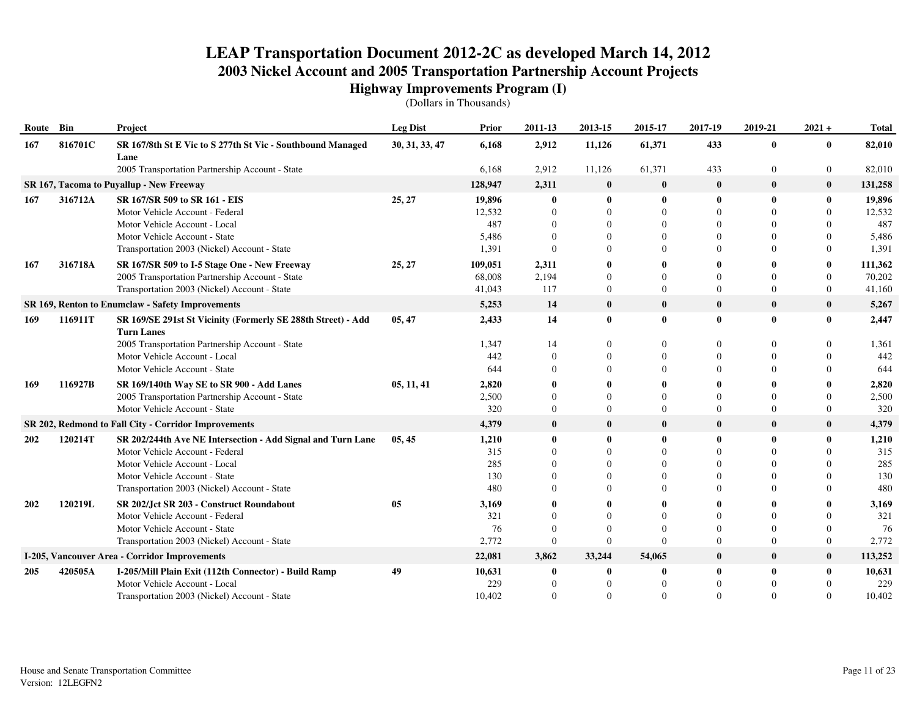# LEAP Transportation Document 2012-2C as developed March 14, 2012
## 2003 Nickel Account and 2005 Transportation Partnership Account Projects
### Highway Improvements Program (I)
(Dollars in Thousands)

| Route | Bin | Project | Leg Dist | Prior | 2011-13 | 2013-15 | 2015-17 | 2017-19 | 2019-21 | 2021 + | Total |
|---|---|---|---|---|---|---|---|---|---|---|---|
| **167** | **816701C** | **SR 167/8th St E Vic to S 277th St Vic - Southbound Managed Lane** | **30, 31, 33, 47** | **6,168** | **2,912** | **11,126** | **61,371** | **433** | **0** | **0** | **82,010** |
| | | 2005 Transportation Partnership Account - State | | 6,168 | 2,912 | 11,126 | 61,371 | 433 | 0 | 0 | 82,010 |
| **SR 167, Tacoma to Puyallup - New Freeway** | | | | **128,947** | **2,311** | **0** | **0** | **0** | **0** | **0** | **131,258** |
| **167** | **316712A** | **SR 167/SR 509 to SR 161 - EIS** | **25, 27** | **19,896** | **0** | **0** | **0** | **0** | **0** | **0** | **19,896** |
| | | Motor Vehicle Account - Federal | | 12,532 | 0 | 0 | 0 | 0 | 0 | 0 | 12,532 |
| | | Motor Vehicle Account - Local | | 487 | 0 | 0 | 0 | 0 | 0 | 0 | 487 |
| | | Motor Vehicle Account - State | | 5,486 | 0 | 0 | 0 | 0 | 0 | 0 | 5,486 |
| | | Transportation 2003 (Nickel) Account - State | | 1,391 | 0 | 0 | 0 | 0 | 0 | 0 | 1,391 |
| **167** | **316718A** | **SR 167/SR 509 to I-5 Stage One - New Freeway** | **25, 27** | **109,051** | **2,311** | **0** | **0** | **0** | **0** | **0** | **111,362** |
| | | 2005 Transportation Partnership Account - State | | 68,008 | 2,194 | 0 | 0 | 0 | 0 | 0 | 70,202 |
| | | Transportation 2003 (Nickel) Account - State | | 41,043 | 117 | 0 | 0 | 0 | 0 | 0 | 41,160 |
| **SR 169, Renton to Enumclaw - Safety Improvements** | | | | **5,253** | **14** | **0** | **0** | **0** | **0** | **0** | **5,267** |
| **169** | **116911T** | **SR 169/SE 291st St Vicinity (Formerly SE 288th Street) - Add Turn Lanes** | **05, 47** | **2,433** | **14** | **0** | **0** | **0** | **0** | **0** | **2,447** |
| | | 2005 Transportation Partnership Account - State | | 1,347 | 14 | 0 | 0 | 0 | 0 | 0 | 1,361 |
| | | Motor Vehicle Account - Local | | 442 | 0 | 0 | 0 | 0 | 0 | 0 | 442 |
| | | Motor Vehicle Account - State | | 644 | 0 | 0 | 0 | 0 | 0 | 0 | 644 |
| **169** | **116927B** | **SR 169/140th Way SE to SR 900 - Add Lanes** | **05, 11, 41** | **2,820** | **0** | **0** | **0** | **0** | **0** | **0** | **2,820** |
| | | 2005 Transportation Partnership Account - State | | 2,500 | 0 | 0 | 0 | 0 | 0 | 0 | 2,500 |
| | | Motor Vehicle Account - State | | 320 | 0 | 0 | 0 | 0 | 0 | 0 | 320 |
| **SR 202, Redmond to Fall City - Corridor Improvements** | | | | **4,379** | **0** | **0** | **0** | **0** | **0** | **0** | **4,379** |
| **202** | **120214T** | **SR 202/244th Ave NE Intersection - Add Signal and Turn Lane** | **05, 45** | **1,210** | **0** | **0** | **0** | **0** | **0** | **0** | **1,210** |
| | | Motor Vehicle Account - Federal | | 315 | 0 | 0 | 0 | 0 | 0 | 0 | 315 |
| | | Motor Vehicle Account - Local | | 285 | 0 | 0 | 0 | 0 | 0 | 0 | 285 |
| | | Motor Vehicle Account - State | | 130 | 0 | 0 | 0 | 0 | 0 | 0 | 130 |
| | | Transportation 2003 (Nickel) Account - State | | 480 | 0 | 0 | 0 | 0 | 0 | 0 | 480 |
| **202** | **120219L** | **SR 202/Jct SR 203 - Construct Roundabout** | **05** | **3,169** | **0** | **0** | **0** | **0** | **0** | **0** | **3,169** |
| | | Motor Vehicle Account - Federal | | 321 | 0 | 0 | 0 | 0 | 0 | 0 | 321 |
| | | Motor Vehicle Account - State | | 76 | 0 | 0 | 0 | 0 | 0 | 0 | 76 |
| | | Transportation 2003 (Nickel) Account - State | | 2,772 | 0 | 0 | 0 | 0 | 0 | 0 | 2,772 |
| **I-205, Vancouver Area - Corridor Improvements** | | | | **22,081** | **3,862** | **33,244** | **54,065** | **0** | **0** | **0** | **113,252** |
| **205** | **420505A** | **I-205/Mill Plain Exit (112th Connector) - Build Ramp** | **49** | **10,631** | **0** | **0** | **0** | **0** | **0** | **0** | **10,631** |
| | | Motor Vehicle Account - Local | | 229 | 0 | 0 | 0 | 0 | 0 | 0 | 229 |
| | | Transportation 2003 (Nickel) Account - State | | 10,402 | 0 | 0 | 0 | 0 | 0 | 0 | 10,402 |

House and Senate Transportation Committee
Version: 12LEGFN2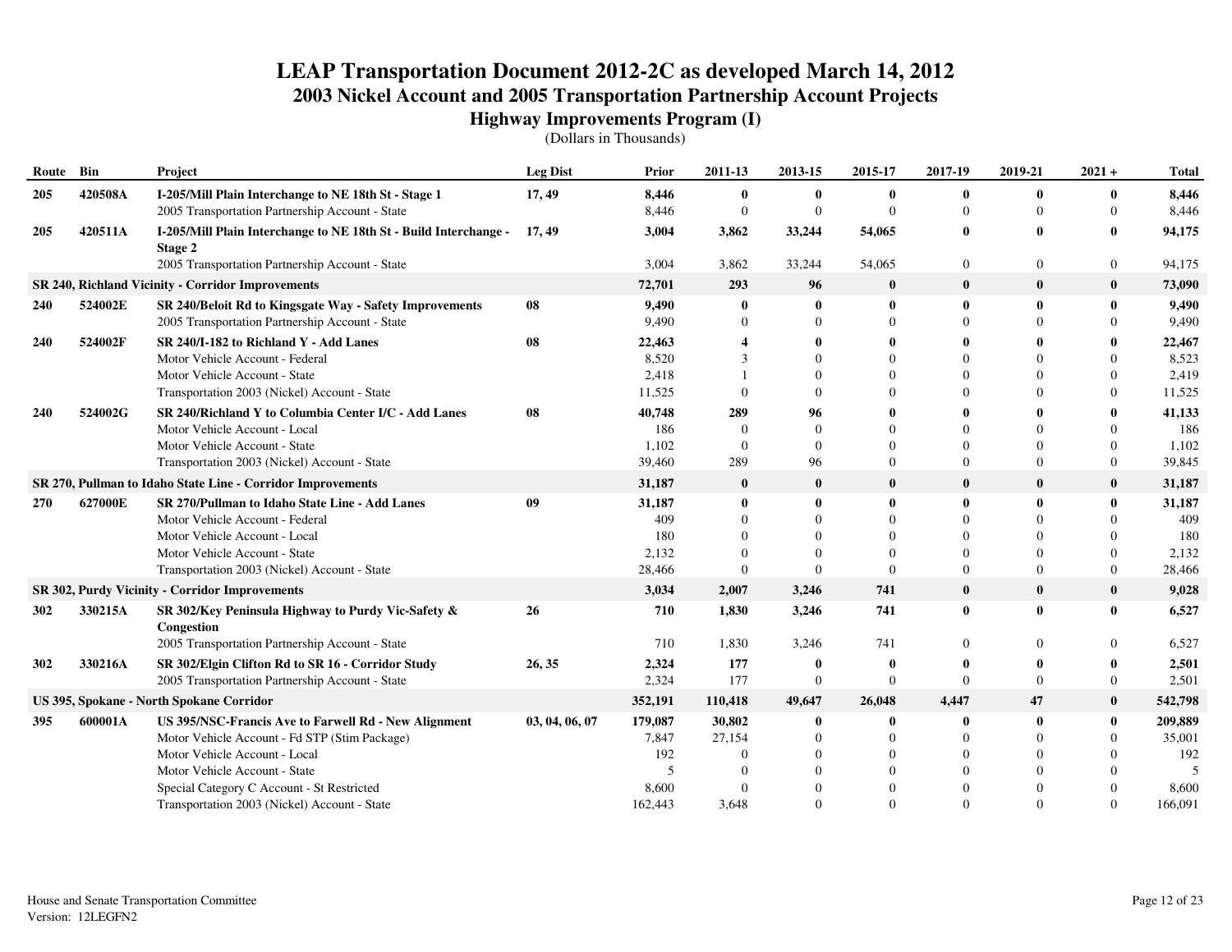# LEAP Transportation Document 2012-2C as developed March 14, 2012

## 2003 Nickel Account and 2005 Transportation Partnership Account Projects

### Highway Improvements Program (I)

(Dollars in Thousands)

| Route | Bin | Project | Leg Dist | Prior | 2011-13 | 2013-15 | 2015-17 | 2017-19 | 2019-21 | 2021 + | Total |
|---|---|---|---|---|---|---|---|---|---|---|---|
| **205** | **420508A** | **I-205/Mill Plain Interchange to NE 18th St - Stage 1** | **17, 49** | **8,446** | **0** | **0** | **0** | **0** | **0** | **0** | **8,446** |
| | | 2005 Transportation Partnership Account - State | | 8,446 | 0 | 0 | 0 | 0 | 0 | 0 | 8,446 |
| **205** | **420511A** | **I-205/Mill Plain Interchange to NE 18th St - Build Interchange - Stage 2** | **17, 49** | **3,004** | **3,862** | **33,244** | **54,065** | **0** | **0** | **0** | **94,175** |
| | | 2005 Transportation Partnership Account - State | | 3,004 | 3,862 | 33,244 | 54,065 | 0 | 0 | 0 | 94,175 |
| **SR 240, Richland Vicinity - Corridor Improvements** | | | | **72,701** | **293** | **96** | **0** | **0** | **0** | **0** | **73,090** |
| **240** | **524002E** | **SR 240/Beloit Rd to Kingsgate Way - Safety Improvements** | **08** | **9,490** | **0** | **0** | **0** | **0** | **0** | **0** | **9,490** |
| | | 2005 Transportation Partnership Account - State | | 9,490 | 0 | 0 | 0 | 0 | 0 | 0 | 9,490 |
| **240** | **524002F** | **SR 240/I-182 to Richland Y - Add Lanes** | **08** | **22,463** | **4** | **0** | **0** | **0** | **0** | **0** | **22,467** |
| | | Motor Vehicle Account - Federal | | 8,520 | 3 | 0 | 0 | 0 | 0 | 0 | 8,523 |
| | | Motor Vehicle Account - State | | 2,418 | 1 | 0 | 0 | 0 | 0 | 0 | 2,419 |
| | | Transportation 2003 (Nickel) Account - State | | 11,525 | 0 | 0 | 0 | 0 | 0 | 0 | 11,525 |
| **240** | **524002G** | **SR 240/Richland Y to Columbia Center I/C - Add Lanes** | **08** | **40,748** | **289** | **96** | **0** | **0** | **0** | **0** | **41,133** |
| | | Motor Vehicle Account - Local | | 186 | 0 | 0 | 0 | 0 | 0 | 0 | 186 |
| | | Motor Vehicle Account - State | | 1,102 | 0 | 0 | 0 | 0 | 0 | 0 | 1,102 |
| | | Transportation 2003 (Nickel) Account - State | | 39,460 | 289 | 96 | 0 | 0 | 0 | 0 | 39,845 |
| **SR 270, Pullman to Idaho State Line - Corridor Improvements** | | | | **31,187** | **0** | **0** | **0** | **0** | **0** | **0** | **31,187** |
| **270** | **627000E** | **SR 270/Pullman to Idaho State Line - Add Lanes** | **09** | **31,187** | **0** | **0** | **0** | **0** | **0** | **0** | **31,187** |
| | | Motor Vehicle Account - Federal | | 409 | 0 | 0 | 0 | 0 | 0 | 0 | 409 |
| | | Motor Vehicle Account - Local | | 180 | 0 | 0 | 0 | 0 | 0 | 0 | 180 |
| | | Motor Vehicle Account - State | | 2,132 | 0 | 0 | 0 | 0 | 0 | 0 | 2,132 |
| | | Transportation 2003 (Nickel) Account - State | | 28,466 | 0 | 0 | 0 | 0 | 0 | 0 | 28,466 |
| **SR 302, Purdy Vicinity - Corridor Improvements** | | | | **3,034** | **2,007** | **3,246** | **741** | **0** | **0** | **0** | **9,028** |
| **302** | **330215A** | **SR 302/Key Peninsula Highway to Purdy Vic-Safety & Congestion** | **26** | **710** | **1,830** | **3,246** | **741** | **0** | **0** | **0** | **6,527** |
| | | 2005 Transportation Partnership Account - State | | 710 | 1,830 | 3,246 | 741 | 0 | 0 | 0 | 6,527 |
| **302** | **330216A** | **SR 302/Elgin Clifton Rd to SR 16 - Corridor Study** | **26, 35** | **2,324** | **177** | **0** | **0** | **0** | **0** | **0** | **2,501** |
| | | 2005 Transportation Partnership Account - State | | 2,324 | 177 | 0 | 0 | 0 | 0 | 0 | 2,501 |
| **US 395, Spokane - North Spokane Corridor** | | | | **352,191** | **110,418** | **49,647** | **26,048** | **4,447** | **47** | **0** | **542,798** |
| **395** | **600001A** | **US 395/NSC-Francis Ave to Farwell Rd - New Alignment** | **03, 04, 06, 07** | **179,087** | **30,802** | **0** | **0** | **0** | **0** | **0** | **209,889** |
| | | Motor Vehicle Account - Fd STP (Stim Package) | | 7,847 | 27,154 | 0 | 0 | 0 | 0 | 0 | 35,001 |
| | | Motor Vehicle Account - Local | | 192 | 0 | 0 | 0 | 0 | 0 | 0 | 192 |
| | | Motor Vehicle Account - State | | 5 | 0 | 0 | 0 | 0 | 0 | 0 | 5 |
| | | Special Category C Account - St Restricted | | 8,600 | 0 | 0 | 0 | 0 | 0 | 0 | 8,600 |
| | | Transportation 2003 (Nickel) Account - State | | 162,443 | 3,648 | 0 | 0 | 0 | 0 | 0 | 166,091 |

House and Senate Transportation Committee
Version: 12LEGFN2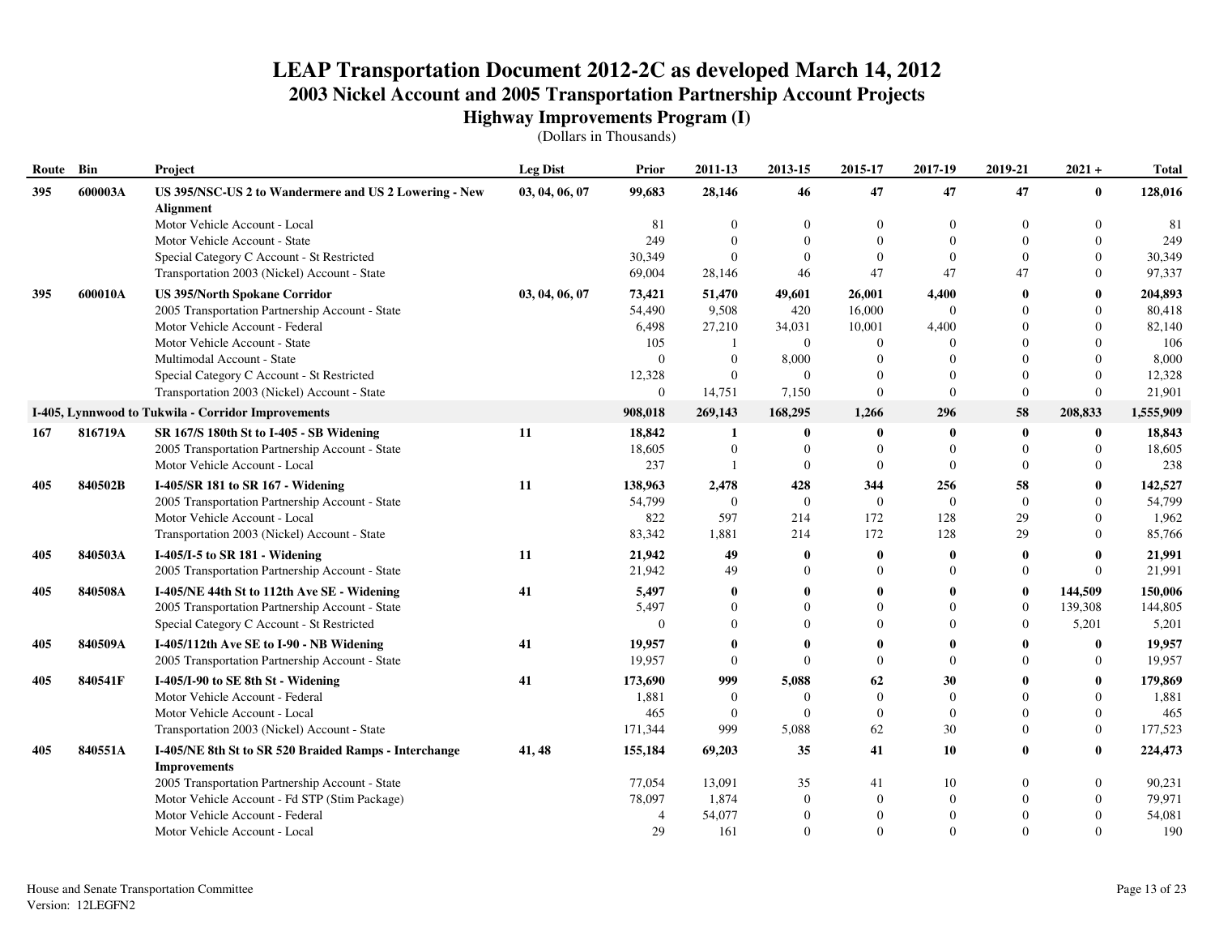# LEAP Transportation Document 2012-2C as developed March 14, 2012

## 2003 Nickel Account and 2005 Transportation Partnership Account Projects

### Highway Improvements Program (I)

(Dollars in Thousands)

| Route | Bin | Project | Leg Dist | Prior | 2011-13 | 2013-15 | 2015-17 | 2017-19 | 2019-21 | 2021 + | Total |
|---|---|---|---|---|---|---|---|---|---|---|---|
| **395** | **600003A** | **US 395/NSC-US 2 to Wandermere and US 2 Lowering - New Alignment** | **03, 04, 06, 07** | **99,683** | **28,146** | **46** | **47** | **47** | **47** | **0** | **128,016** |
| | | Motor Vehicle Account - Local | | 81 | 0 | 0 | 0 | 0 | 0 | 0 | 81 |
| | | Motor Vehicle Account - State | | 249 | 0 | 0 | 0 | 0 | 0 | 0 | 249 |
| | | Special Category C Account - St Restricted | | 30,349 | 0 | 0 | 0 | 0 | 0 | 0 | 30,349 |
| | | Transportation 2003 (Nickel) Account - State | | 69,004 | 28,146 | 46 | 47 | 47 | 47 | 0 | 97,337 |
| **395** | **600010A** | **US 395/North Spokane Corridor** | **03, 04, 06, 07** | **73,421** | **51,470** | **49,601** | **26,001** | **4,400** | **0** | **0** | **204,893** |
| | | 2005 Transportation Partnership Account - State | | 54,490 | 9,508 | 420 | 16,000 | 0 | 0 | 0 | 80,418 |
| | | Motor Vehicle Account - Federal | | 6,498 | 27,210 | 34,031 | 10,001 | 4,400 | 0 | 0 | 82,140 |
| | | Motor Vehicle Account - State | | 105 | 1 | 0 | 0 | 0 | 0 | 0 | 106 |
| | | Multimodal Account - State | | 0 | 0 | 8,000 | 0 | 0 | 0 | 0 | 8,000 |
| | | Special Category C Account - St Restricted | | 12,328 | 0 | 0 | 0 | 0 | 0 | 0 | 12,328 |
| | | Transportation 2003 (Nickel) Account - State | | 0 | 14,751 | 7,150 | 0 | 0 | 0 | 0 | 21,901 |
| **I-405, Lynnwood to Tukwila - Corridor Improvements** | | | | **908,018** | **269,143** | **168,295** | **1,266** | **296** | **58** | **208,833** | **1,555,909** |
| **167** | **816719A** | **SR 167/S 180th St to I-405 - SB Widening** | **11** | **18,842** | **1** | **0** | **0** | **0** | **0** | **0** | **18,843** |
| | | 2005 Transportation Partnership Account - State | | 18,605 | 0 | 0 | 0 | 0 | 0 | 0 | 18,605 |
| | | Motor Vehicle Account - Local | | 237 | 1 | 0 | 0 | 0 | 0 | 0 | 238 |
| **405** | **840502B** | **I-405/SR 181 to SR 167 - Widening** | **11** | **138,963** | **2,478** | **428** | **344** | **256** | **58** | **0** | **142,527** |
| | | 2005 Transportation Partnership Account - State | | 54,799 | 0 | 0 | 0 | 0 | 0 | 0 | 54,799 |
| | | Motor Vehicle Account - Local | | 822 | 597 | 214 | 172 | 128 | 29 | 0 | 1,962 |
| | | Transportation 2003 (Nickel) Account - State | | 83,342 | 1,881 | 214 | 172 | 128 | 29 | 0 | 85,766 |
| **405** | **840503A** | **I-405/I-5 to SR 181 - Widening** | **11** | **21,942** | **49** | **0** | **0** | **0** | **0** | **0** | **21,991** |
| | | 2005 Transportation Partnership Account - State | | 21,942 | 49 | 0 | 0 | 0 | 0 | 0 | 21,991 |
| **405** | **840508A** | **I-405/NE 44th St to 112th Ave SE - Widening** | **41** | **5,497** | **0** | **0** | **0** | **0** | **0** | **144,509** | **150,006** |
| | | 2005 Transportation Partnership Account - State | | 5,497 | 0 | 0 | 0 | 0 | 0 | 139,308 | 144,805 |
| | | Special Category C Account - St Restricted | | 0 | 0 | 0 | 0 | 0 | 0 | 5,201 | 5,201 |
| **405** | **840509A** | **I-405/112th Ave SE to I-90 - NB Widening** | **41** | **19,957** | **0** | **0** | **0** | **0** | **0** | **0** | **19,957** |
| | | 2005 Transportation Partnership Account - State | | 19,957 | 0 | 0 | 0 | 0 | 0 | 0 | 19,957 |
| **405** | **840541F** | **I-405/I-90 to SE 8th St - Widening** | **41** | **173,690** | **999** | **5,088** | **62** | **30** | **0** | **0** | **179,869** |
| | | Motor Vehicle Account - Federal | | 1,881 | 0 | 0 | 0 | 0 | 0 | 0 | 1,881 |
| | | Motor Vehicle Account - Local | | 465 | 0 | 0 | 0 | 0 | 0 | 0 | 465 |
| | | Transportation 2003 (Nickel) Account - State | | 171,344 | 999 | 5,088 | 62 | 30 | 0 | 0 | 177,523 |
| **405** | **840551A** | **I-405/NE 8th St to SR 520 Braided Ramps - Interchange Improvements** | **41, 48** | **155,184** | **69,203** | **35** | **41** | **10** | **0** | **0** | **224,473** |
| | | 2005 Transportation Partnership Account - State | | 77,054 | 13,091 | 35 | 41 | 10 | 0 | 0 | 90,231 |
| | | Motor Vehicle Account - Fd STP (Stim Package) | | 78,097 | 1,874 | 0 | 0 | 0 | 0 | 0 | 79,971 |
| | | Motor Vehicle Account - Federal | | 4 | 54,077 | 0 | 0 | 0 | 0 | 0 | 54,081 |
| | | Motor Vehicle Account - Local | | 29 | 161 | 0 | 0 | 0 | 0 | 0 | 190 |

House and Senate Transportation Committee
Version: 12LEGFN2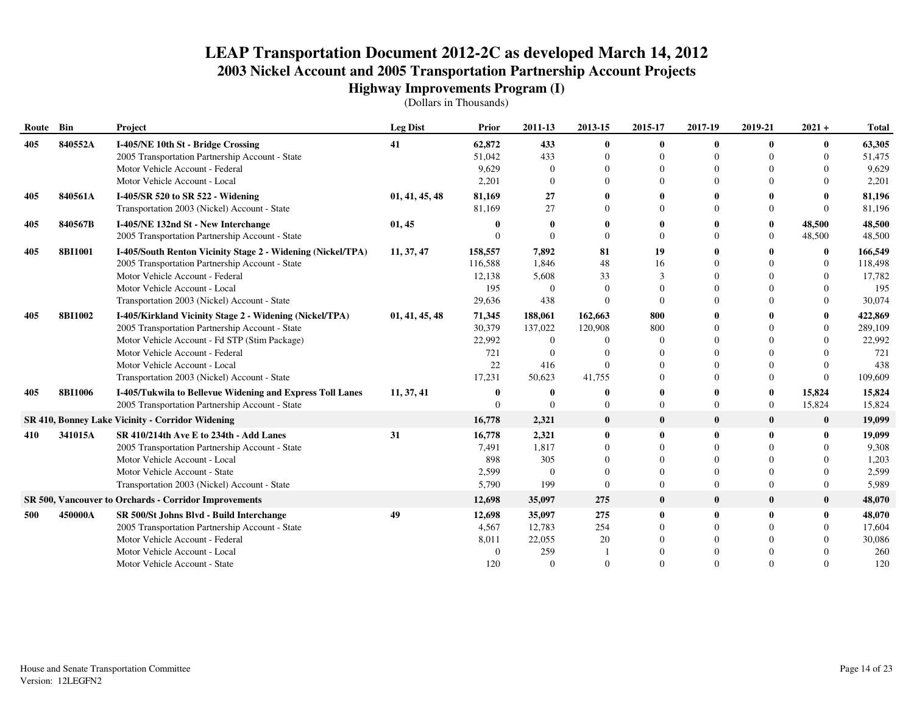# LEAP Transportation Document 2012-2C as developed March 14, 2012

## 2003 Nickel Account and 2005 Transportation Partnership Account Projects

### Highway Improvements Program (I)

(Dollars in Thousands)

| Route | Bin | Project | Leg Dist | Prior | 2011-13 | 2013-15 | 2015-17 | 2017-19 | 2019-21 | 2021 + | Total |
|---|---|---|---|---|---|---|---|---|---|---|---|
| **405** | **840552A** | **I-405/NE 10th St - Bridge Crossing** | **41** | **62,872** | **433** | **0** | **0** | **0** | **0** | **0** | **63,305** |
| | | 2005 Transportation Partnership Account - State | | 51,042 | 433 | 0 | 0 | 0 | 0 | 0 | 51,475 |
| | | Motor Vehicle Account - Federal | | 9,629 | 0 | 0 | 0 | 0 | 0 | 0 | 9,629 |
| | | Motor Vehicle Account - Local | | 2,201 | 0 | 0 | 0 | 0 | 0 | 0 | 2,201 |
| **405** | **840561A** | **I-405/SR 520 to SR 522 - Widening** | **01, 41, 45, 48** | **81,169** | **27** | **0** | **0** | **0** | **0** | **0** | **81,196** |
| | | Transportation 2003 (Nickel) Account - State | | 81,169 | 27 | 0 | 0 | 0 | 0 | 0 | 81,196 |
| **405** | **840567B** | **I-405/NE 132nd St - New Interchange** | **01, 45** | **0** | **0** | **0** | **0** | **0** | **0** | **48,500** | **48,500** |
| | | 2005 Transportation Partnership Account - State | | 0 | 0 | 0 | 0 | 0 | 0 | 48,500 | 48,500 |
| **405** | **8BI1001** | **I-405/South Renton Vicinity Stage 2 - Widening (Nickel/TPA)** | **11, 37, 47** | **158,557** | **7,892** | **81** | **19** | **0** | **0** | **0** | **166,549** |
| | | 2005 Transportation Partnership Account - State | | 116,588 | 1,846 | 48 | 16 | 0 | 0 | 0 | 118,498 |
| | | Motor Vehicle Account - Federal | | 12,138 | 5,608 | 33 | 3 | 0 | 0 | 0 | 17,782 |
| | | Motor Vehicle Account - Local | | 195 | 0 | 0 | 0 | 0 | 0 | 0 | 195 |
| | | Transportation 2003 (Nickel) Account - State | | 29,636 | 438 | 0 | 0 | 0 | 0 | 0 | 30,074 |
| **405** | **8BI1002** | **I-405/Kirkland Vicinity Stage 2 - Widening (Nickel/TPA)** | **01, 41, 45, 48** | **71,345** | **188,061** | **162,663** | **800** | **0** | **0** | **0** | **422,869** |
| | | 2005 Transportation Partnership Account - State | | 30,379 | 137,022 | 120,908 | 800 | 0 | 0 | 0 | 289,109 |
| | | Motor Vehicle Account - Fd STP (Stim Package) | | 22,992 | 0 | 0 | 0 | 0 | 0 | 0 | 22,992 |
| | | Motor Vehicle Account - Federal | | 721 | 0 | 0 | 0 | 0 | 0 | 0 | 721 |
| | | Motor Vehicle Account - Local | | 22 | 416 | 0 | 0 | 0 | 0 | 0 | 438 |
| | | Transportation 2003 (Nickel) Account - State | | 17,231 | 50,623 | 41,755 | 0 | 0 | 0 | 0 | 109,609 |
| **405** | **8BI1006** | **I-405/Tukwila to Bellevue Widening and Express Toll Lanes** | **11, 37, 41** | **0** | **0** | **0** | **0** | **0** | **0** | **15,824** | **15,824** |
| | | 2005 Transportation Partnership Account - State | | 0 | 0 | 0 | 0 | 0 | 0 | 15,824 | 15,824 |
| **SR 410, Bonney Lake Vicinity - Corridor Widening** | | | | **16,778** | **2,321** | **0** | **0** | **0** | **0** | **0** | **19,099** |
| **410** | **341015A** | **SR 410/214th Ave E to 234th - Add Lanes** | **31** | **16,778** | **2,321** | **0** | **0** | **0** | **0** | **0** | **19,099** |
| | | 2005 Transportation Partnership Account - State | | 7,491 | 1,817 | 0 | 0 | 0 | 0 | 0 | 9,308 |
| | | Motor Vehicle Account - Local | | 898 | 305 | 0 | 0 | 0 | 0 | 0 | 1,203 |
| | | Motor Vehicle Account - State | | 2,599 | 0 | 0 | 0 | 0 | 0 | 0 | 2,599 |
| | | Transportation 2003 (Nickel) Account - State | | 5,790 | 199 | 0 | 0 | 0 | 0 | 0 | 5,989 |
| **SR 500, Vancouver to Orchards - Corridor Improvements** | | | | **12,698** | **35,097** | **275** | **0** | **0** | **0** | **0** | **48,070** |
| **500** | **450000A** | **SR 500/St Johns Blvd - Build Interchange** | **49** | **12,698** | **35,097** | **275** | **0** | **0** | **0** | **0** | **48,070** |
| | | 2005 Transportation Partnership Account - State | | 4,567 | 12,783 | 254 | 0 | 0 | 0 | 0 | 17,604 |
| | | Motor Vehicle Account - Federal | | 8,011 | 22,055 | 20 | 0 | 0 | 0 | 0 | 30,086 |
| | | Motor Vehicle Account - Local | | 0 | 259 | 1 | 0 | 0 | 0 | 0 | 260 |
| | | Motor Vehicle Account - State | | 120 | 0 | 0 | 0 | 0 | 0 | 0 | 120 |

House and Senate Transportation Committee
Version: 12LEGFN2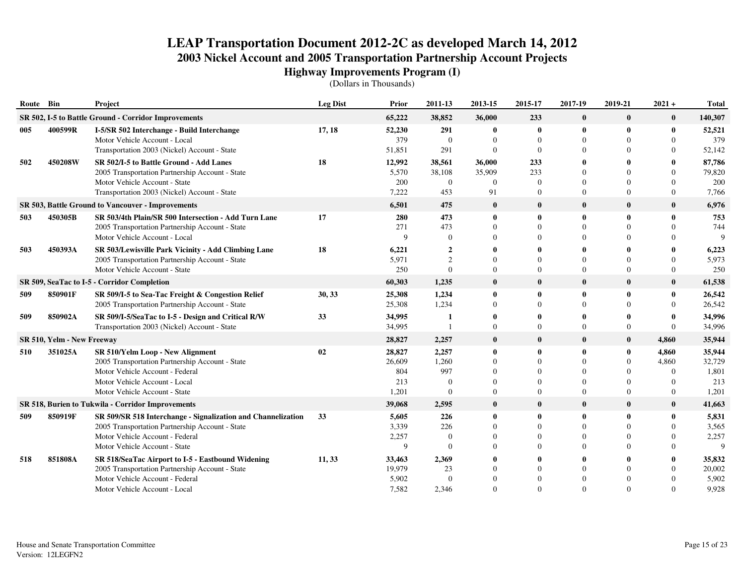# LEAP Transportation Document 2012-2C as developed March 14, 2012
## 2003 Nickel Account and 2005 Transportation Partnership Account Projects
### Highway Improvements Program (I)
(Dollars in Thousands)

| Route | Bin | Project | Leg Dist | Prior | 2011-13 | 2013-15 | 2015-17 | 2017-19 | 2019-21 | 2021 + | Total |
|---|---|---|---|---|---|---|---|---|---|---|---|
| **SR 502, I-5 to Battle Ground - Corridor Improvements** | | | | **65,222** | **38,852** | **36,000** | **233** | **0** | **0** | **0** | **140,307** |
| **005** | **400599R** | **I-5/SR 502 Interchange - Build Interchange** | **17, 18** | **52,230** | **291** | **0** | **0** | **0** | **0** | **0** | **52,521** |
| | | Motor Vehicle Account - Local | | 379 | 0 | 0 | 0 | 0 | 0 | 0 | 379 |
| | | Transportation 2003 (Nickel) Account - State | | 51,851 | 291 | 0 | 0 | 0 | 0 | 0 | 52,142 |
| **502** | **450208W** | **SR 502/I-5 to Battle Ground - Add Lanes** | **18** | **12,992** | **38,561** | **36,000** | **233** | **0** | **0** | **0** | **87,786** |
| | | 2005 Transportation Partnership Account - State | | 5,570 | 38,108 | 35,909 | 233 | 0 | 0 | 0 | 79,820 |
| | | Motor Vehicle Account - State | | 200 | 0 | 0 | 0 | 0 | 0 | 0 | 200 |
| | | Transportation 2003 (Nickel) Account - State | | 7,222 | 453 | 91 | 0 | 0 | 0 | 0 | 7,766 |
| **SR 503, Battle Ground to Vancouver - Improvements** | | | | **6,501** | **475** | **0** | **0** | **0** | **0** | **0** | **6,976** |
| **503** | **450305B** | **SR 503/4th Plain/SR 500 Intersection - Add Turn Lane** | **17** | **280** | **473** | **0** | **0** | **0** | **0** | **0** | **753** |
| | | 2005 Transportation Partnership Account - State | | 271 | 473 | 0 | 0 | 0 | 0 | 0 | 744 |
| | | Motor Vehicle Account - Local | | 9 | 0 | 0 | 0 | 0 | 0 | 0 | 9 |
| **503** | **450393A** | **SR 503/Lewisville Park Vicinity - Add Climbing Lane** | **18** | **6,221** | **2** | **0** | **0** | **0** | **0** | **0** | **6,223** |
| | | 2005 Transportation Partnership Account - State | | 5,971 | 2 | 0 | 0 | 0 | 0 | 0 | 5,973 |
| | | Motor Vehicle Account - State | | 250 | 0 | 0 | 0 | 0 | 0 | 0 | 250 |
| **SR 509, SeaTac to I-5 - Corridor Completion** | | | | **60,303** | **1,235** | **0** | **0** | **0** | **0** | **0** | **61,538** |
| **509** | **850901F** | **SR 509/I-5 to Sea-Tac Freight & Congestion Relief** | **30, 33** | **25,308** | **1,234** | **0** | **0** | **0** | **0** | **0** | **26,542** |
| | | 2005 Transportation Partnership Account - State | | 25,308 | 1,234 | 0 | 0 | 0 | 0 | 0 | 26,542 |
| **509** | **850902A** | **SR 509/I-5/SeaTac to I-5 - Design and Critical R/W** | **33** | **34,995** | **1** | **0** | **0** | **0** | **0** | **0** | **34,996** |
| | | Transportation 2003 (Nickel) Account - State | | 34,995 | 1 | 0 | 0 | 0 | 0 | 0 | 34,996 |
| **SR 510, Yelm - New Freeway** | | | | **28,827** | **2,257** | **0** | **0** | **0** | **0** | **4,860** | **35,944** |
| **510** | **351025A** | **SR 510/Yelm Loop - New Alignment** | **02** | **28,827** | **2,257** | **0** | **0** | **0** | **0** | **4,860** | **35,944** |
| | | 2005 Transportation Partnership Account - State | | 26,609 | 1,260 | 0 | 0 | 0 | 0 | 4,860 | 32,729 |
| | | Motor Vehicle Account - Federal | | 804 | 997 | 0 | 0 | 0 | 0 | 0 | 1,801 |
| | | Motor Vehicle Account - Local | | 213 | 0 | 0 | 0 | 0 | 0 | 0 | 213 |
| | | Motor Vehicle Account - State | | 1,201 | 0 | 0 | 0 | 0 | 0 | 0 | 1,201 |
| **SR 518, Burien to Tukwila - Corridor Improvements** | | | | **39,068** | **2,595** | **0** | **0** | **0** | **0** | **0** | **41,663** |
| **509** | **850919F** | **SR 509/SR 518 Interchange - Signalization and Channelization** | **33** | **5,605** | **226** | **0** | **0** | **0** | **0** | **0** | **5,831** |
| | | 2005 Transportation Partnership Account - State | | 3,339 | 226 | 0 | 0 | 0 | 0 | 0 | 3,565 |
| | | Motor Vehicle Account - Federal | | 2,257 | 0 | 0 | 0 | 0 | 0 | 0 | 2,257 |
| | | Motor Vehicle Account - State | | 9 | 0 | 0 | 0 | 0 | 0 | 0 | 9 |
| **518** | **851808A** | **SR 518/SeaTac Airport to I-5 - Eastbound Widening** | **11, 33** | **33,463** | **2,369** | **0** | **0** | **0** | **0** | **0** | **35,832** |
| | | 2005 Transportation Partnership Account - State | | 19,979 | 23 | 0 | 0 | 0 | 0 | 0 | 20,002 |
| | | Motor Vehicle Account - Federal | | 5,902 | 0 | 0 | 0 | 0 | 0 | 0 | 5,902 |
| | | Motor Vehicle Account - Local | | 7,582 | 2,346 | 0 | 0 | 0 | 0 | 0 | 9,928 |

House and Senate Transportation Committee
Version: 12LEGFN2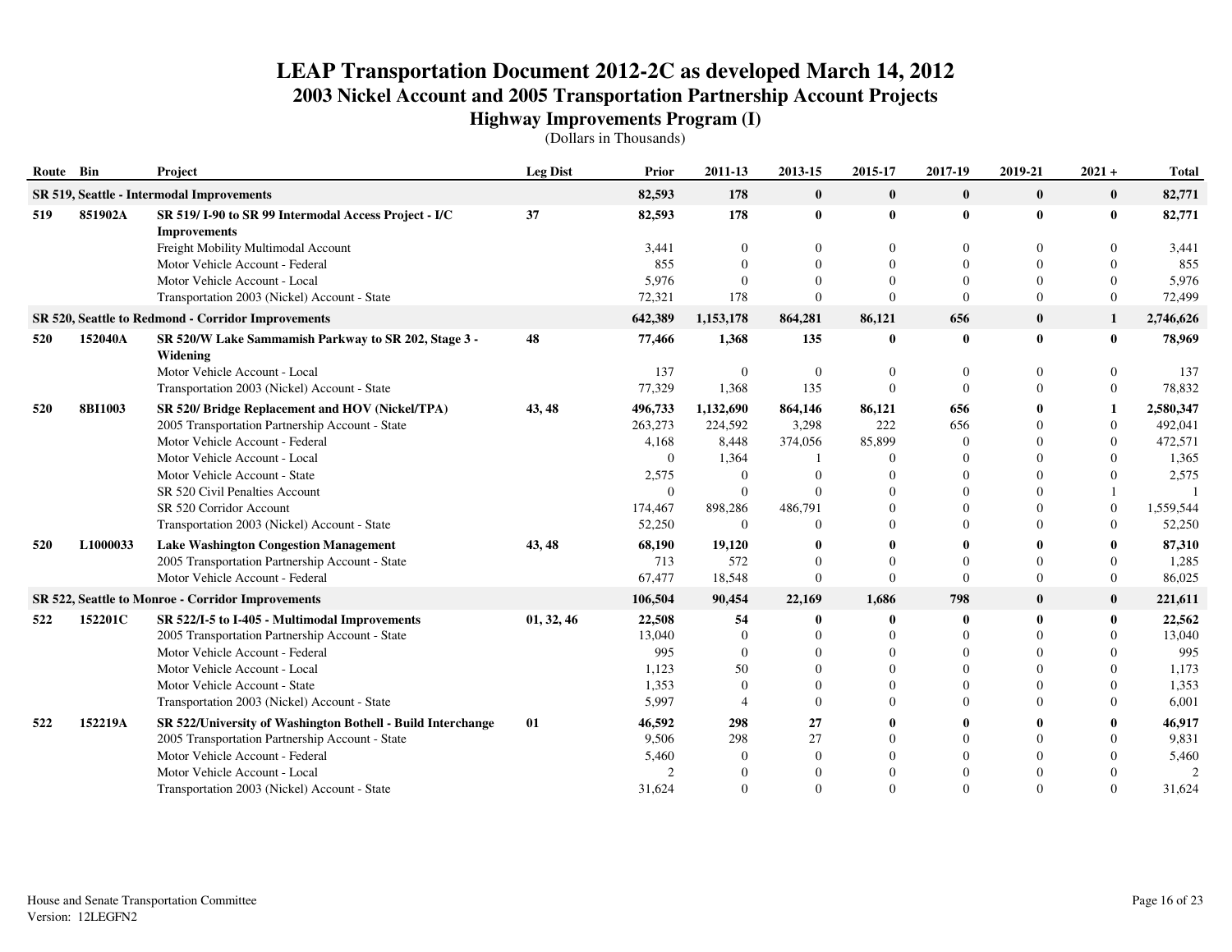# LEAP Transportation Document 2012-2C as developed March 14, 2012

## 2003 Nickel Account and 2005 Transportation Partnership Account Projects

### Highway Improvements Program (I)

(Dollars in Thousands)

| Route | Bin | Project | Leg Dist | Prior | 2011-13 | 2013-15 | 2015-17 | 2017-19 | 2019-21 | 2021 + | Total |
|---|---|---|---|---|---|---|---|---|---|---|---|
| **SR 519, Seattle - Intermodal Improvements** | | | | **82,593** | **178** | **0** | **0** | **0** | **0** | **0** | **82,771** |
| **519** | **851902A** | **SR 519/ I-90 to SR 99 Intermodal Access Project - I/C Improvements** | **37** | **82,593** | **178** | **0** | **0** | **0** | **0** | **0** | **82,771** |
| | | Freight Mobility Multimodal Account | | 3,441 | 0 | 0 | 0 | 0 | 0 | 0 | 3,441 |
| | | Motor Vehicle Account - Federal | | 855 | 0 | 0 | 0 | 0 | 0 | 0 | 855 |
| | | Motor Vehicle Account - Local | | 5,976 | 0 | 0 | 0 | 0 | 0 | 0 | 5,976 |
| | | Transportation 2003 (Nickel) Account - State | | 72,321 | 178 | 0 | 0 | 0 | 0 | 0 | 72,499 |
| **SR 520, Seattle to Redmond - Corridor Improvements** | | | | **642,389** | **1,153,178** | **864,281** | **86,121** | **656** | **0** | **1** | **2,746,626** |
| **520** | **152040A** | **SR 520/W Lake Sammamish Parkway to SR 202, Stage 3 - Widening** | **48** | **77,466** | **1,368** | **135** | **0** | **0** | **0** | **0** | **78,969** |
| | | Motor Vehicle Account - Local | | 137 | 0 | 0 | 0 | 0 | 0 | 0 | 137 |
| | | Transportation 2003 (Nickel) Account - State | | 77,329 | 1,368 | 135 | 0 | 0 | 0 | 0 | 78,832 |
| **520** | **8BI1003** | **SR 520/ Bridge Replacement and HOV (Nickel/TPA)** | **43, 48** | **496,733** | **1,132,690** | **864,146** | **86,121** | **656** | **0** | **1** | **2,580,347** |
| | | 2005 Transportation Partnership Account - State | | 263,273 | 224,592 | 3,298 | 222 | 656 | 0 | 0 | 492,041 |
| | | Motor Vehicle Account - Federal | | 4,168 | 8,448 | 374,056 | 85,899 | 0 | 0 | 0 | 472,571 |
| | | Motor Vehicle Account - Local | | 0 | 1,364 | 1 | 0 | 0 | 0 | 0 | 1,365 |
| | | Motor Vehicle Account - State | | 2,575 | 0 | 0 | 0 | 0 | 0 | 0 | 2,575 |
| | | SR 520 Civil Penalties Account | | 0 | 0 | 0 | 0 | 0 | 0 | 1 | 1 |
| | | SR 520 Corridor Account | | 174,467 | 898,286 | 486,791 | 0 | 0 | 0 | 0 | 1,559,544 |
| | | Transportation 2003 (Nickel) Account - State | | 52,250 | 0 | 0 | 0 | 0 | 0 | 0 | 52,250 |
| **520** | **L1000033** | **Lake Washington Congestion Management** | **43, 48** | **68,190** | **19,120** | **0** | **0** | **0** | **0** | **0** | **87,310** |
| | | 2005 Transportation Partnership Account - State | | 713 | 572 | 0 | 0 | 0 | 0 | 0 | 1,285 |
| | | Motor Vehicle Account - Federal | | 67,477 | 18,548 | 0 | 0 | 0 | 0 | 0 | 86,025 |
| **SR 522, Seattle to Monroe - Corridor Improvements** | | | | **106,504** | **90,454** | **22,169** | **1,686** | **798** | **0** | **0** | **221,611** |
| **522** | **152201C** | **SR 522/I-5 to I-405 - Multimodal Improvements** | **01, 32, 46** | **22,508** | **54** | **0** | **0** | **0** | **0** | **0** | **22,562** |
| | | 2005 Transportation Partnership Account - State | | 13,040 | 0 | 0 | 0 | 0 | 0 | 0 | 13,040 |
| | | Motor Vehicle Account - Federal | | 995 | 0 | 0 | 0 | 0 | 0 | 0 | 995 |
| | | Motor Vehicle Account - Local | | 1,123 | 50 | 0 | 0 | 0 | 0 | 0 | 1,173 |
| | | Motor Vehicle Account - State | | 1,353 | 0 | 0 | 0 | 0 | 0 | 0 | 1,353 |
| | | Transportation 2003 (Nickel) Account - State | | 5,997 | 4 | 0 | 0 | 0 | 0 | 0 | 6,001 |
| **522** | **152219A** | **SR 522/University of Washington Bothell - Build Interchange** | **01** | **46,592** | **298** | **27** | **0** | **0** | **0** | **0** | **46,917** |
| | | 2005 Transportation Partnership Account - State | | 9,506 | 298 | 27 | 0 | 0 | 0 | 0 | 9,831 |
| | | Motor Vehicle Account - Federal | | 5,460 | 0 | 0 | 0 | 0 | 0 | 0 | 5,460 |
| | | Motor Vehicle Account - Local | | 2 | 0 | 0 | 0 | 0 | 0 | 0 | 2 |
| | | Transportation 2003 (Nickel) Account - State | | 31,624 | 0 | 0 | 0 | 0 | 0 | 0 | 31,624 |

House and Senate Transportation Committee
Version: 12LEGFN2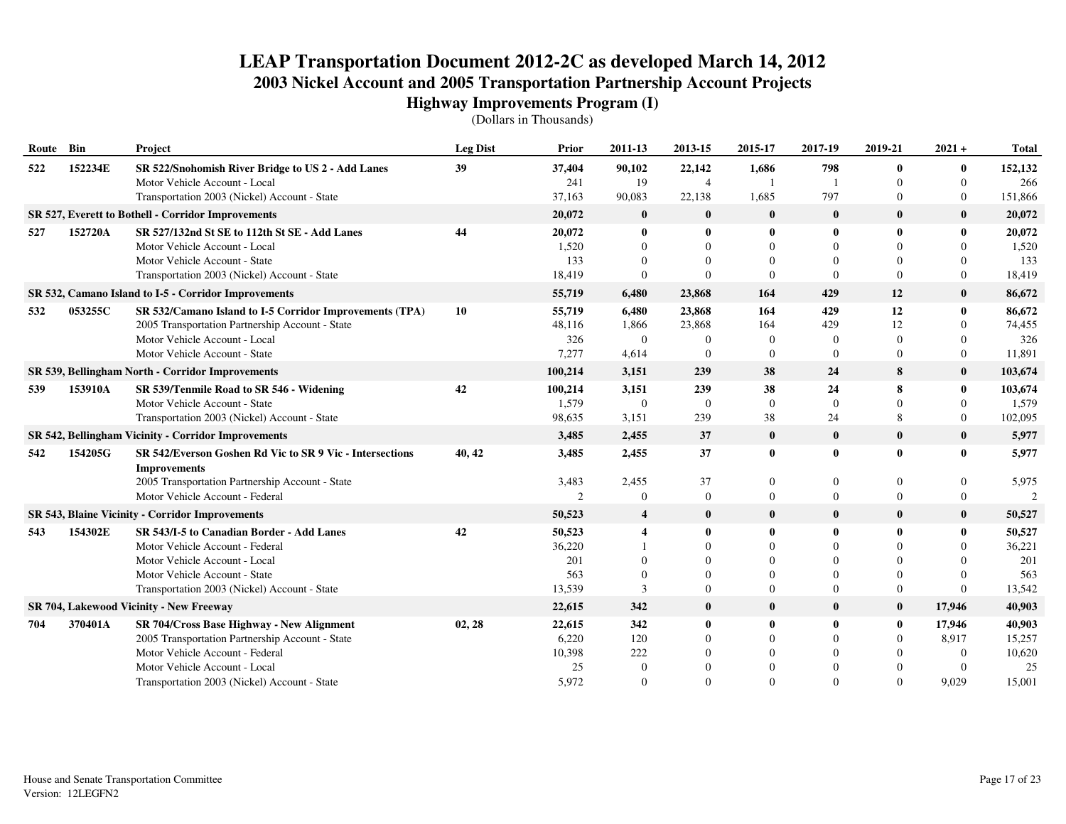# LEAP Transportation Document 2012-2C as developed March 14, 2012

## 2003 Nickel Account and 2005 Transportation Partnership Account Projects

### Highway Improvements Program (I)

(Dollars in Thousands)

| Route | Bin | Project | Leg Dist | Prior | 2011-13 | 2013-15 | 2015-17 | 2017-19 | 2019-21 | 2021 + | Total |
|---|---|---|---|---|---|---|---|---|---|---|---|
| 522 | 152234E | **SR 522/Snohomish River Bridge to US 2 - Add Lanes** | 39 | **37,404** | **90,102** | **22,142** | **1,686** | **798** | **0** | **0** | **152,132** |
| | | Motor Vehicle Account - Local | | 241 | 19 | 4 | 1 | 1 | 0 | 0 | 266 |
| | | Transportation 2003 (Nickel) Account - State | | 37,163 | 90,083 | 22,138 | 1,685 | 797 | 0 | 0 | 151,866 |
| **SR 527, Everett to Bothell - Corridor Improvements** | | | | **20,072** | **0** | **0** | **0** | **0** | **0** | **0** | **20,072** |
| 527 | 152720A | **SR 527/132nd St SE to 112th St SE - Add Lanes** | 44 | **20,072** | **0** | **0** | **0** | **0** | **0** | **0** | **20,072** |
| | | Motor Vehicle Account - Local | | 1,520 | 0 | 0 | 0 | 0 | 0 | 0 | 1,520 |
| | | Motor Vehicle Account - State | | 133 | 0 | 0 | 0 | 0 | 0 | 0 | 133 |
| | | Transportation 2003 (Nickel) Account - State | | 18,419 | 0 | 0 | 0 | 0 | 0 | 0 | 18,419 |
| **SR 532, Camano Island to I-5 - Corridor Improvements** | | | | **55,719** | **6,480** | **23,868** | **164** | **429** | **12** | **0** | **86,672** |
| 532 | 053255C | **SR 532/Camano Island to I-5 Corridor Improvements (TPA)** | 10 | **55,719** | **6,480** | **23,868** | **164** | **429** | **12** | **0** | **86,672** |
| | | 2005 Transportation Partnership Account - State | | 48,116 | 1,866 | 23,868 | 164 | 429 | 12 | 0 | 74,455 |
| | | Motor Vehicle Account - Local | | 326 | 0 | 0 | 0 | 0 | 0 | 0 | 326 |
| | | Motor Vehicle Account - State | | 7,277 | 4,614 | 0 | 0 | 0 | 0 | 0 | 11,891 |
| **SR 539, Bellingham North - Corridor Improvements** | | | | **100,214** | **3,151** | **239** | **38** | **24** | **8** | **0** | **103,674** |
| 539 | 153910A | **SR 539/Tenmile Road to SR 546 - Widening** | 42 | **100,214** | **3,151** | **239** | **38** | **24** | **8** | **0** | **103,674** |
| | | Motor Vehicle Account - State | | 1,579 | 0 | 0 | 0 | 0 | 0 | 0 | 1,579 |
| | | Transportation 2003 (Nickel) Account - State | | 98,635 | 3,151 | 239 | 38 | 24 | 8 | 0 | 102,095 |
| **SR 542, Bellingham Vicinity - Corridor Improvements** | | | | **3,485** | **2,455** | **37** | **0** | **0** | **0** | **0** | **5,977** |
| 542 | 154205G | **SR 542/Everson Goshen Rd Vic to SR 9 Vic - Intersections Improvements** | 40, 42 | **3,485** | **2,455** | **37** | **0** | **0** | **0** | **0** | **5,977** |
| | | 2005 Transportation Partnership Account - State | | 3,483 | 2,455 | 37 | 0 | 0 | 0 | 0 | 5,975 |
| | | Motor Vehicle Account - Federal | | 2 | 0 | 0 | 0 | 0 | 0 | 0 | 2 |
| **SR 543, Blaine Vicinity - Corridor Improvements** | | | | **50,523** | **4** | **0** | **0** | **0** | **0** | **0** | **50,527** |
| 543 | 154302E | **SR 543/I-5 to Canadian Border - Add Lanes** | 42 | **50,523** | **4** | **0** | **0** | **0** | **0** | **0** | **50,527** |
| | | Motor Vehicle Account - Federal | | 36,220 | 1 | 0 | 0 | 0 | 0 | 0 | 36,221 |
| | | Motor Vehicle Account - Local | | 201 | 0 | 0 | 0 | 0 | 0 | 0 | 201 |
| | | Motor Vehicle Account - State | | 563 | 0 | 0 | 0 | 0 | 0 | 0 | 563 |
| | | Transportation 2003 (Nickel) Account - State | | 13,539 | 3 | 0 | 0 | 0 | 0 | 0 | 13,542 |
| **SR 704, Lakewood Vicinity - New Freeway** | | | | **22,615** | **342** | **0** | **0** | **0** | **0** | **17,946** | **40,903** |
| 704 | 370401A | **SR 704/Cross Base Highway - New Alignment** | 02, 28 | **22,615** | **342** | **0** | **0** | **0** | **0** | **17,946** | **40,903** |
| | | 2005 Transportation Partnership Account - State | | 6,220 | 120 | 0 | 0 | 0 | 0 | 8,917 | 15,257 |
| | | Motor Vehicle Account - Federal | | 10,398 | 222 | 0 | 0 | 0 | 0 | 0 | 10,620 |
| | | Motor Vehicle Account - Local | | 25 | 0 | 0 | 0 | 0 | 0 | 0 | 25 |
| | | Transportation 2003 (Nickel) Account - State | | 5,972 | 0 | 0 | 0 | 0 | 0 | 9,029 | 15,001 |

House and Senate Transportation Committee
Version: 12LEGFN2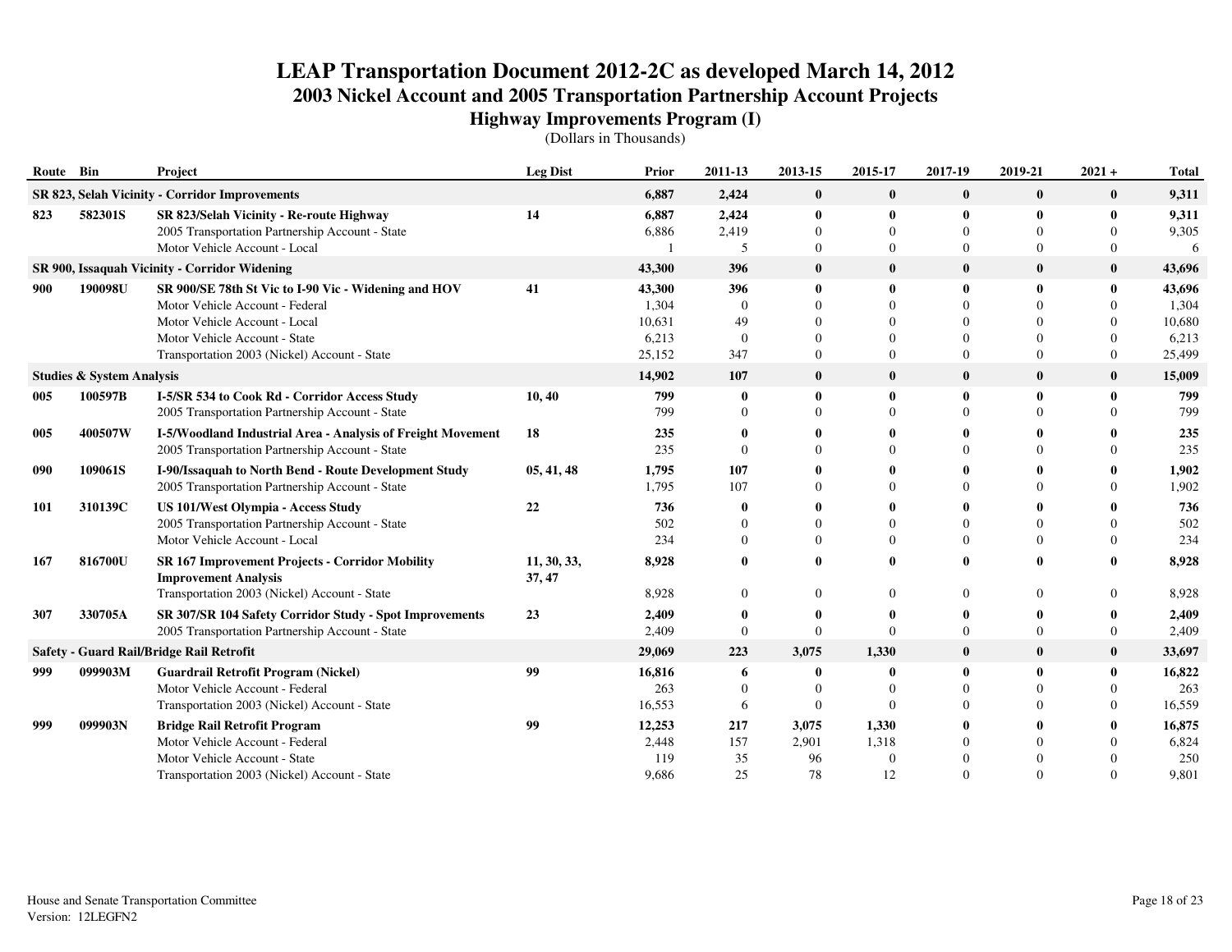# LEAP Transportation Document 2012-2C as developed March 14, 2012
## 2003 Nickel Account and 2005 Transportation Partnership Account Projects
### Highway Improvements Program (I)
(Dollars in Thousands)

| Route | Bin | Project | Leg Dist | Prior | 2011-13 | 2013-15 | 2015-17 | 2017-19 | 2019-21 | 2021 + | Total |
|---|---|---|---|---|---|---|---|---|---|---|---|
| **SR 823, Selah Vicinity - Corridor Improvements** | | | | **6,887** | **2,424** | **0** | **0** | **0** | **0** | **0** | **9,311** |
| **823** | **582301S** | **SR 823/Selah Vicinity - Re-route Highway** | **14** | **6,887** | **2,424** | **0** | **0** | **0** | **0** | **0** | **9,311** |
| | | 2005 Transportation Partnership Account - State | | 6,886 | 2,419 | 0 | 0 | 0 | 0 | 0 | 9,305 |
| | | Motor Vehicle Account - Local | | 1 | 5 | 0 | 0 | 0 | 0 | 0 | 6 |
| **SR 900, Issaquah Vicinity - Corridor Widening** | | | | **43,300** | **396** | **0** | **0** | **0** | **0** | **0** | **43,696** |
| **900** | **190098U** | **SR 900/SE 78th St Vic to I-90 Vic - Widening and HOV** | **41** | **43,300** | **396** | **0** | **0** | **0** | **0** | **0** | **43,696** |
| | | Motor Vehicle Account - Federal | | 1,304 | 0 | 0 | 0 | 0 | 0 | 0 | 1,304 |
| | | Motor Vehicle Account - Local | | 10,631 | 49 | 0 | 0 | 0 | 0 | 0 | 10,680 |
| | | Motor Vehicle Account - State | | 6,213 | 0 | 0 | 0 | 0 | 0 | 0 | 6,213 |
| | | Transportation 2003 (Nickel) Account - State | | 25,152 | 347 | 0 | 0 | 0 | 0 | 0 | 25,499 |
| **Studies & System Analysis** | | | | **14,902** | **107** | **0** | **0** | **0** | **0** | **0** | **15,009** |
| **005** | **100597B** | **I-5/SR 534 to Cook Rd - Corridor Access Study** | **10, 40** | **799** | **0** | **0** | **0** | **0** | **0** | **0** | **799** |
| | | 2005 Transportation Partnership Account - State | | 799 | 0 | 0 | 0 | 0 | 0 | 0 | 799 |
| **005** | **400507W** | **I-5/Woodland Industrial Area - Analysis of Freight Movement** | **18** | **235** | **0** | **0** | **0** | **0** | **0** | **0** | **235** |
| | | 2005 Transportation Partnership Account - State | | 235 | 0 | 0 | 0 | 0 | 0 | 0 | 235 |
| **090** | **109061S** | **I-90/Issaquah to North Bend - Route Development Study** | **05, 41, 48** | **1,795** | **107** | **0** | **0** | **0** | **0** | **0** | **1,902** |
| | | 2005 Transportation Partnership Account - State | | 1,795 | 107 | 0 | 0 | 0 | 0 | 0 | 1,902 |
| **101** | **310139C** | **US 101/West Olympia - Access Study** | **22** | **736** | **0** | **0** | **0** | **0** | **0** | **0** | **736** |
| | | 2005 Transportation Partnership Account - State | | 502 | 0 | 0 | 0 | 0 | 0 | 0 | 502 |
| | | Motor Vehicle Account - Local | | 234 | 0 | 0 | 0 | 0 | 0 | 0 | 234 |
| **167** | **816700U** | **SR 167 Improvement Projects - Corridor Mobility Improvement Analysis** | **11, 30, 33, 37, 47** | **8,928** | **0** | **0** | **0** | **0** | **0** | **0** | **8,928** |
| | | Transportation 2003 (Nickel) Account - State | | 8,928 | 0 | 0 | 0 | 0 | 0 | 0 | 8,928 |
| **307** | **330705A** | **SR 307/SR 104 Safety Corridor Study - Spot Improvements** | **23** | **2,409** | **0** | **0** | **0** | **0** | **0** | **0** | **2,409** |
| | | 2005 Transportation Partnership Account - State | | 2,409 | 0 | 0 | 0 | 0 | 0 | 0 | 2,409 |
| **Safety - Guard Rail/Bridge Rail Retrofit** | | | | **29,069** | **223** | **3,075** | **1,330** | **0** | **0** | **0** | **33,697** |
| **999** | **099903M** | **Guardrail Retrofit Program (Nickel)** | **99** | **16,816** | **6** | **0** | **0** | **0** | **0** | **0** | **16,822** |
| | | Motor Vehicle Account - Federal | | 263 | 0 | 0 | 0 | 0 | 0 | 0 | 263 |
| | | Transportation 2003 (Nickel) Account - State | | 16,553 | 6 | 0 | 0 | 0 | 0 | 0 | 16,559 |
| **999** | **099903N** | **Bridge Rail Retrofit Program** | **99** | **12,253** | **217** | **3,075** | **1,330** | **0** | **0** | **0** | **16,875** |
| | | Motor Vehicle Account - Federal | | 2,448 | 157 | 2,901 | 1,318 | 0 | 0 | 0 | 6,824 |
| | | Motor Vehicle Account - State | | 119 | 35 | 96 | 0 | 0 | 0 | 0 | 250 |
| | | Transportation 2003 (Nickel) Account - State | | 9,686 | 25 | 78 | 12 | 0 | 0 | 0 | 9,801 |

House and Senate Transportation Committee
Version: 12LEGFN2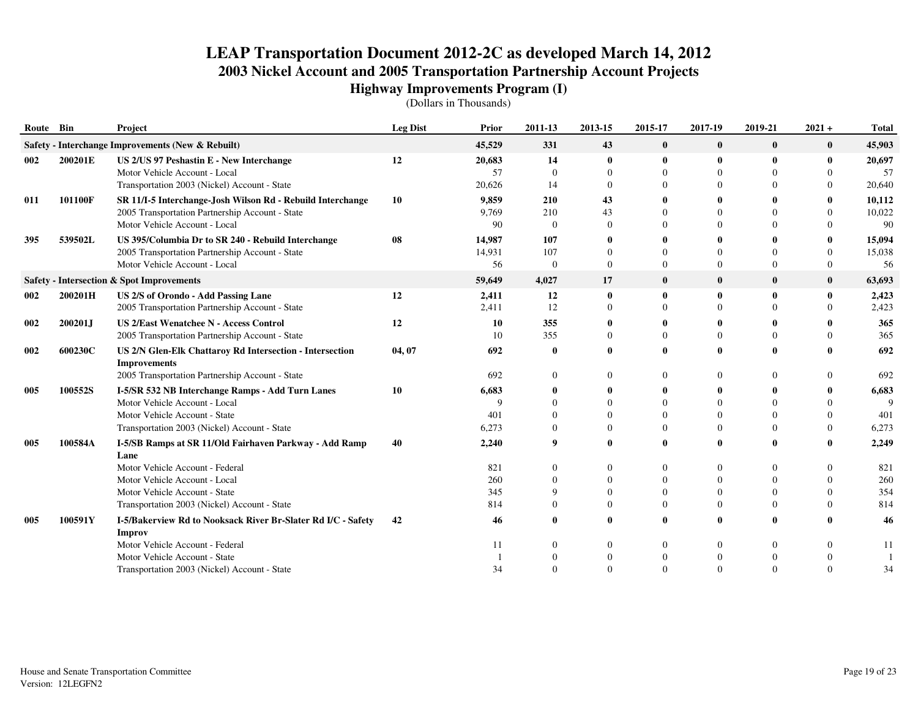# LEAP Transportation Document 2012-2C as developed March 14, 2012

## 2003 Nickel Account and 2005 Transportation Partnership Account Projects

### Highway Improvements Program (I)

(Dollars in Thousands)

| Route | Bin | Project | Leg Dist | Prior | 2011-13 | 2013-15 | 2015-17 | 2017-19 | 2019-21 | 2021 + | Total |
|---|---|---|---|---|---|---|---|---|---|---|---|
| **Safety - Interchange Improvements (New & Rebuilt)** | | | | **45,529** | **331** | **43** | **0** | **0** | **0** | **0** | **45,903** |
| **002** | **200201E** | **US 2/US 97 Peshastin E - New Interchange** | **12** | **20,683** | **14** | **0** | **0** | **0** | **0** | **0** | **20,697** |
| | | Motor Vehicle Account - Local | | 57 | 0 | 0 | 0 | 0 | 0 | 0 | 57 |
| | | Transportation 2003 (Nickel) Account - State | | 20,626 | 14 | 0 | 0 | 0 | 0 | 0 | 20,640 |
| **011** | **101100F** | **SR 11/I-5 Interchange-Josh Wilson Rd - Rebuild Interchange** | **10** | **9,859** | **210** | **43** | **0** | **0** | **0** | **0** | **10,112** |
| | | 2005 Transportation Partnership Account - State | | 9,769 | 210 | 43 | 0 | 0 | 0 | 0 | 10,022 |
| | | Motor Vehicle Account - Local | | 90 | 0 | 0 | 0 | 0 | 0 | 0 | 90 |
| **395** | **539502L** | **US 395/Columbia Dr to SR 240 - Rebuild Interchange** | **08** | **14,987** | **107** | **0** | **0** | **0** | **0** | **0** | **15,094** |
| | | 2005 Transportation Partnership Account - State | | 14,931 | 107 | 0 | 0 | 0 | 0 | 0 | 15,038 |
| | | Motor Vehicle Account - Local | | 56 | 0 | 0 | 0 | 0 | 0 | 0 | 56 |
| **Safety - Intersection & Spot Improvements** | | | | **59,649** | **4,027** | **17** | **0** | **0** | **0** | **0** | **63,693** |
| **002** | **200201H** | **US 2/S of Orondo - Add Passing Lane** | **12** | **2,411** | **12** | **0** | **0** | **0** | **0** | **0** | **2,423** |
| | | 2005 Transportation Partnership Account - State | | 2,411 | 12 | 0 | 0 | 0 | 0 | 0 | 2,423 |
| **002** | **200201J** | **US 2/East Wenatchee N - Access Control** | **12** | **10** | **355** | **0** | **0** | **0** | **0** | **0** | **365** |
| | | 2005 Transportation Partnership Account - State | | 10 | 355 | 0 | 0 | 0 | 0 | 0 | 365 |
| **002** | **600230C** | **US 2/N Glen-Elk Chattaroy Rd Intersection - Intersection Improvements** | **04, 07** | **692** | **0** | **0** | **0** | **0** | **0** | **0** | **692** |
| | | 2005 Transportation Partnership Account - State | | 692 | 0 | 0 | 0 | 0 | 0 | 0 | 692 |
| **005** | **100552S** | **I-5/SR 532 NB Interchange Ramps - Add Turn Lanes** | **10** | **6,683** | **0** | **0** | **0** | **0** | **0** | **0** | **6,683** |
| | | Motor Vehicle Account - Local | | 9 | 0 | 0 | 0 | 0 | 0 | 0 | 9 |
| | | Motor Vehicle Account - State | | 401 | 0 | 0 | 0 | 0 | 0 | 0 | 401 |
| | | Transportation 2003 (Nickel) Account - State | | 6,273 | 0 | 0 | 0 | 0 | 0 | 0 | 6,273 |
| **005** | **100584A** | **I-5/SB Ramps at SR 11/Old Fairhaven Parkway - Add Ramp Lane** | **40** | **2,240** | **9** | **0** | **0** | **0** | **0** | **0** | **2,249** |
| | | Motor Vehicle Account - Federal | | 821 | 0 | 0 | 0 | 0 | 0 | 0 | 821 |
| | | Motor Vehicle Account - Local | | 260 | 0 | 0 | 0 | 0 | 0 | 0 | 260 |
| | | Motor Vehicle Account - State | | 345 | 9 | 0 | 0 | 0 | 0 | 0 | 354 |
| | | Transportation 2003 (Nickel) Account - State | | 814 | 0 | 0 | 0 | 0 | 0 | 0 | 814 |
| **005** | **100591Y** | **I-5/Bakerview Rd to Nooksack River Br-Slater Rd I/C - Safety Improv** | **42** | **46** | **0** | **0** | **0** | **0** | **0** | **0** | **46** |
| | | Motor Vehicle Account - Federal | | 11 | 0 | 0 | 0 | 0 | 0 | 0 | 11 |
| | | Motor Vehicle Account - State | | 1 | 0 | 0 | 0 | 0 | 0 | 0 | 1 |
| | | Transportation 2003 (Nickel) Account - State | | 34 | 0 | 0 | 0 | 0 | 0 | 0 | 34 |

House and Senate Transportation Committee
Version: 12LEGFN2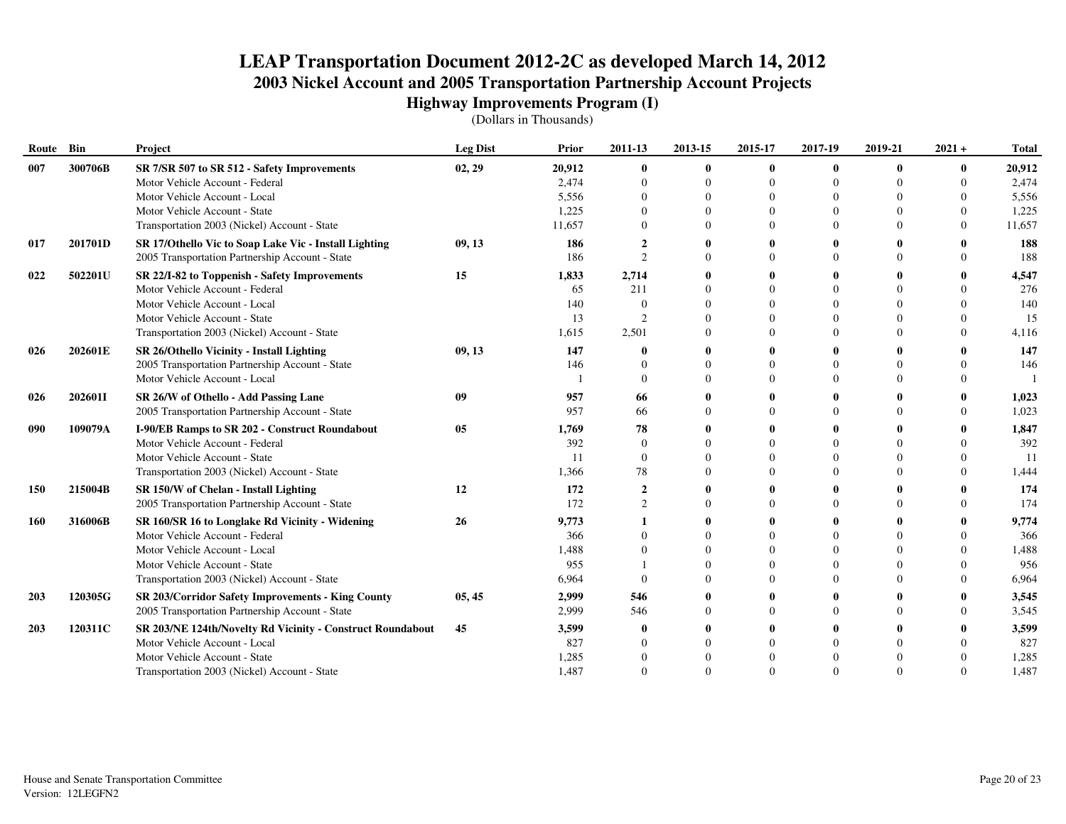# LEAP Transportation Document 2012-2C as developed March 14, 2012

## 2003 Nickel Account and 2005 Transportation Partnership Account Projects

### Highway Improvements Program (I)

(Dollars in Thousands)

| Route | Bin | Project | Leg Dist | Prior | 2011-13 | 2013-15 | 2015-17 | 2017-19 | 2019-21 | 2021 + | Total |
|---|---|---|---|---|---|---|---|---|---|---|---|
| **007** | **300706B** | **SR 7/SR 507 to SR 512 - Safety Improvements** | **02, 29** | **20,912** | **0** | **0** | **0** | **0** | **0** | **0** | **20,912** |
| | | Motor Vehicle Account - Federal | | 2,474 | 0 | 0 | 0 | 0 | 0 | 0 | 2,474 |
| | | Motor Vehicle Account - Local | | 5,556 | 0 | 0 | 0 | 0 | 0 | 0 | 5,556 |
| | | Motor Vehicle Account - State | | 1,225 | 0 | 0 | 0 | 0 | 0 | 0 | 1,225 |
| | | Transportation 2003 (Nickel) Account - State | | 11,657 | 0 | 0 | 0 | 0 | 0 | 0 | 11,657 |
| **017** | **201701D** | **SR 17/Othello Vic to Soap Lake Vic - Install Lighting** | **09, 13** | **186** | **2** | **0** | **0** | **0** | **0** | **0** | **188** |
| | | 2005 Transportation Partnership Account - State | | 186 | 2 | 0 | 0 | 0 | 0 | 0 | 188 |
| **022** | **502201U** | **SR 22/I-82 to Toppenish - Safety Improvements** | **15** | **1,833** | **2,714** | **0** | **0** | **0** | **0** | **0** | **4,547** |
| | | Motor Vehicle Account - Federal | | 65 | 211 | 0 | 0 | 0 | 0 | 0 | 276 |
| | | Motor Vehicle Account - Local | | 140 | 0 | 0 | 0 | 0 | 0 | 0 | 140 |
| | | Motor Vehicle Account - State | | 13 | 2 | 0 | 0 | 0 | 0 | 0 | 15 |
| | | Transportation 2003 (Nickel) Account - State | | 1,615 | 2,501 | 0 | 0 | 0 | 0 | 0 | 4,116 |
| **026** | **202601E** | **SR 26/Othello Vicinity - Install Lighting** | **09, 13** | **147** | **0** | **0** | **0** | **0** | **0** | **0** | **147** |
| | | 2005 Transportation Partnership Account - State | | 146 | 0 | 0 | 0 | 0 | 0 | 0 | 146 |
| | | Motor Vehicle Account - Local | | 1 | 0 | 0 | 0 | 0 | 0 | 0 | 1 |
| **026** | **202601I** | **SR 26/W of Othello - Add Passing Lane** | **09** | **957** | **66** | **0** | **0** | **0** | **0** | **0** | **1,023** |
| | | 2005 Transportation Partnership Account - State | | 957 | 66 | 0 | 0 | 0 | 0 | 0 | 1,023 |
| **090** | **109079A** | **I-90/EB Ramps to SR 202 - Construct Roundabout** | **05** | **1,769** | **78** | **0** | **0** | **0** | **0** | **0** | **1,847** |
| | | Motor Vehicle Account - Federal | | 392 | 0 | 0 | 0 | 0 | 0 | 0 | 392 |
| | | Motor Vehicle Account - State | | 11 | 0 | 0 | 0 | 0 | 0 | 0 | 11 |
| | | Transportation 2003 (Nickel) Account - State | | 1,366 | 78 | 0 | 0 | 0 | 0 | 0 | 1,444 |
| **150** | **215004B** | **SR 150/W of Chelan - Install Lighting** | **12** | **172** | **2** | **0** | **0** | **0** | **0** | **0** | **174** |
| | | 2005 Transportation Partnership Account - State | | 172 | 2 | 0 | 0 | 0 | 0 | 0 | 174 |
| **160** | **316006B** | **SR 160/SR 16 to Longlake Rd Vicinity - Widening** | **26** | **9,773** | **1** | **0** | **0** | **0** | **0** | **0** | **9,774** |
| | | Motor Vehicle Account - Federal | | 366 | 0 | 0 | 0 | 0 | 0 | 0 | 366 |
| | | Motor Vehicle Account - Local | | 1,488 | 0 | 0 | 0 | 0 | 0 | 0 | 1,488 |
| | | Motor Vehicle Account - State | | 955 | 1 | 0 | 0 | 0 | 0 | 0 | 956 |
| | | Transportation 2003 (Nickel) Account - State | | 6,964 | 0 | 0 | 0 | 0 | 0 | 0 | 6,964 |
| **203** | **120305G** | **SR 203/Corridor Safety Improvements - King County** | **05, 45** | **2,999** | **546** | **0** | **0** | **0** | **0** | **0** | **3,545** |
| | | 2005 Transportation Partnership Account - State | | 2,999 | 546 | 0 | 0 | 0 | 0 | 0 | 3,545 |
| **203** | **120311C** | **SR 203/NE 124th/Novelty Rd Vicinity - Construct Roundabout** | **45** | **3,599** | **0** | **0** | **0** | **0** | **0** | **0** | **3,599** |
| | | Motor Vehicle Account - Local | | 827 | 0 | 0 | 0 | 0 | 0 | 0 | 827 |
| | | Motor Vehicle Account - State | | 1,285 | 0 | 0 | 0 | 0 | 0 | 0 | 1,285 |
| | | Transportation 2003 (Nickel) Account - State | | 1,487 | 0 | 0 | 0 | 0 | 0 | 0 | 1,487 |

House and Senate Transportation Committee
Version: 12LEGFN2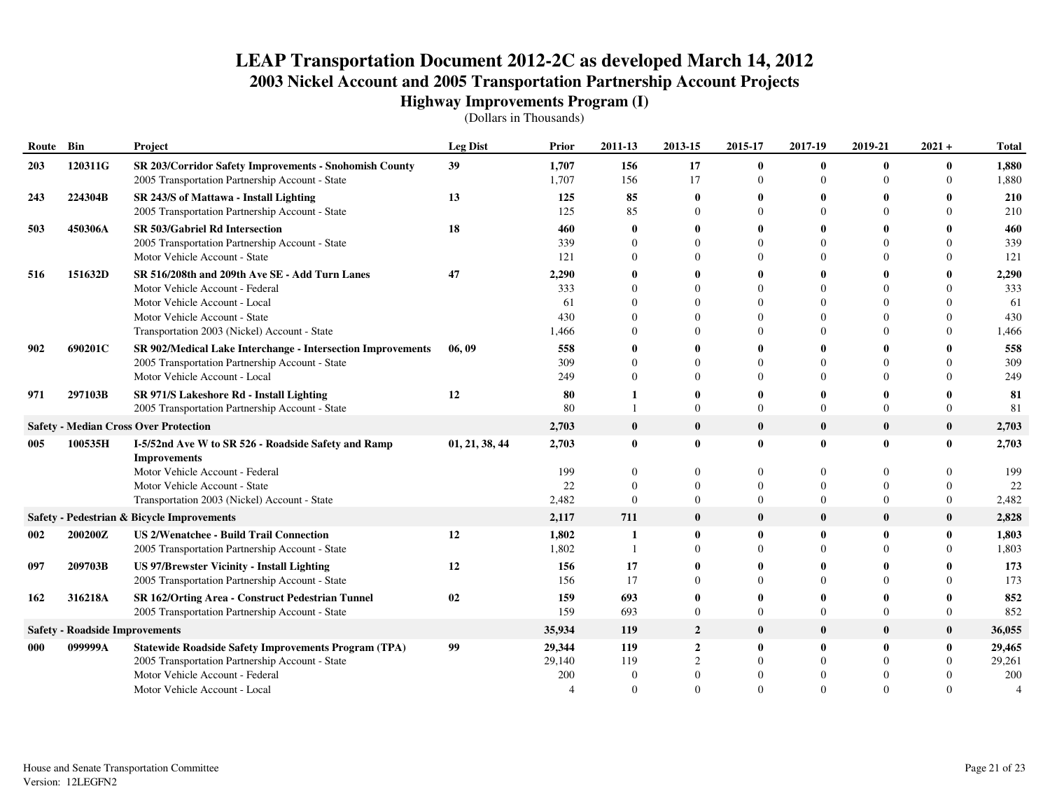# LEAP Transportation Document 2012-2C as developed March 14, 2012

## 2003 Nickel Account and 2005 Transportation Partnership Account Projects

### Highway Improvements Program (I)

(Dollars in Thousands)

| Route | Bin | Project | Leg Dist | Prior | 2011-13 | 2013-15 | 2015-17 | 2017-19 | 2019-21 | 2021 + | Total |
|---|---|---|---|---|---|---|---|---|---|---|---|
| **203** | **120311G** | **SR 203/Corridor Safety Improvements - Snohomish County** | **39** | **1,707** | **156** | **17** | **0** | **0** | **0** | **0** | **1,880** |
| | | 2005 Transportation Partnership Account - State | | 1,707 | 156 | 17 | 0 | 0 | 0 | 0 | 1,880 |
| **243** | **224304B** | **SR 243/S of Mattawa - Install Lighting** | **13** | **125** | **85** | **0** | **0** | **0** | **0** | **0** | **210** |
| | | 2005 Transportation Partnership Account - State | | 125 | 85 | 0 | 0 | 0 | 0 | 0 | 210 |
| **503** | **450306A** | **SR 503/Gabriel Rd Intersection** | **18** | **460** | **0** | **0** | **0** | **0** | **0** | **0** | **460** |
| | | 2005 Transportation Partnership Account - State | | 339 | 0 | 0 | 0 | 0 | 0 | 0 | 339 |
| | | Motor Vehicle Account - State | | 121 | 0 | 0 | 0 | 0 | 0 | 0 | 121 |
| **516** | **151632D** | **SR 516/208th and 209th Ave SE - Add Turn Lanes** | **47** | **2,290** | **0** | **0** | **0** | **0** | **0** | **0** | **2,290** |
| | | Motor Vehicle Account - Federal | | 333 | 0 | 0 | 0 | 0 | 0 | 0 | 333 |
| | | Motor Vehicle Account - Local | | 61 | 0 | 0 | 0 | 0 | 0 | 0 | 61 |
| | | Motor Vehicle Account - State | | 430 | 0 | 0 | 0 | 0 | 0 | 0 | 430 |
| | | Transportation 2003 (Nickel) Account - State | | 1,466 | 0 | 0 | 0 | 0 | 0 | 0 | 1,466 |
| **902** | **690201C** | **SR 902/Medical Lake Interchange - Intersection Improvements** | **06, 09** | **558** | **0** | **0** | **0** | **0** | **0** | **0** | **558** |
| | | 2005 Transportation Partnership Account - State | | 309 | 0 | 0 | 0 | 0 | 0 | 0 | 309 |
| | | Motor Vehicle Account - Local | | 249 | 0 | 0 | 0 | 0 | 0 | 0 | 249 |
| **971** | **297103B** | **SR 971/S Lakeshore Rd - Install Lighting** | **12** | **80** | **1** | **0** | **0** | **0** | **0** | **0** | **81** |
| | | 2005 Transportation Partnership Account - State | | 80 | 1 | 0 | 0 | 0 | 0 | 0 | 81 |
| **Safety - Median Cross Over Protection** | | | | **2,703** | **0** | **0** | **0** | **0** | **0** | **0** | **2,703** |
| **005** | **100535H** | **I-5/52nd Ave W to SR 526 - Roadside Safety and Ramp Improvements** | **01, 21, 38, 44** | **2,703** | **0** | **0** | **0** | **0** | **0** | **0** | **2,703** |
| | | Motor Vehicle Account - Federal | | 199 | 0 | 0 | 0 | 0 | 0 | 0 | 199 |
| | | Motor Vehicle Account - State | | 22 | 0 | 0 | 0 | 0 | 0 | 0 | 22 |
| | | Transportation 2003 (Nickel) Account - State | | 2,482 | 0 | 0 | 0 | 0 | 0 | 0 | 2,482 |
| **Safety - Pedestrian & Bicycle Improvements** | | | | **2,117** | **711** | **0** | **0** | **0** | **0** | **0** | **2,828** |
| **002** | **200200Z** | **US 2/Wenatchee - Build Trail Connection** | **12** | **1,802** | **1** | **0** | **0** | **0** | **0** | **0** | **1,803** |
| | | 2005 Transportation Partnership Account - State | | 1,802 | 1 | 0 | 0 | 0 | 0 | 0 | 1,803 |
| **097** | **209703B** | **US 97/Brewster Vicinity - Install Lighting** | **12** | **156** | **17** | **0** | **0** | **0** | **0** | **0** | **173** |
| | | 2005 Transportation Partnership Account - State | | 156 | 17 | 0 | 0 | 0 | 0 | 0 | 173 |
| **162** | **316218A** | **SR 162/Orting Area - Construct Pedestrian Tunnel** | **02** | **159** | **693** | **0** | **0** | **0** | **0** | **0** | **852** |
| | | 2005 Transportation Partnership Account - State | | 159 | 693 | 0 | 0 | 0 | 0 | 0 | 852 |
| **Safety - Roadside Improvements** | | | | **35,934** | **119** | **2** | **0** | **0** | **0** | **0** | **36,055** |
| **000** | **099999A** | **Statewide Roadside Safety Improvements Program (TPA)** | **99** | **29,344** | **119** | **2** | **0** | **0** | **0** | **0** | **29,465** |
| | | 2005 Transportation Partnership Account - State | | 29,140 | 119 | 2 | 0 | 0 | 0 | 0 | 29,261 |
| | | Motor Vehicle Account - Federal | | 200 | 0 | 0 | 0 | 0 | 0 | 0 | 200 |
| | | Motor Vehicle Account - Local | | 4 | 0 | 0 | 0 | 0 | 0 | 0 | 4 |

House and Senate Transportation Committee
Version: 12LEGFN2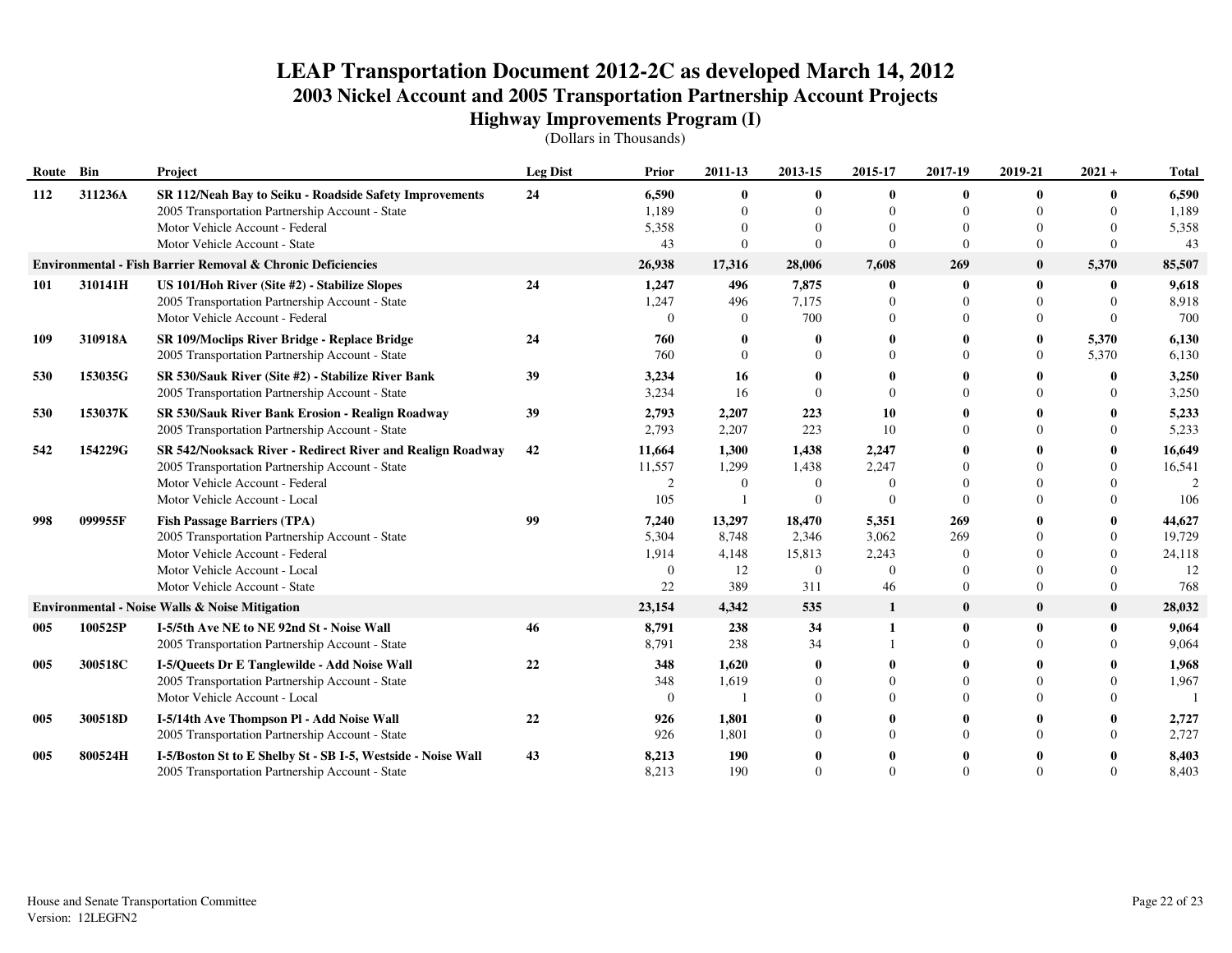# LEAP Transportation Document 2012-2C as developed March 14, 2012

## 2003 Nickel Account and 2005 Transportation Partnership Account Projects

### Highway Improvements Program (I)

(Dollars in Thousands)

| Route | Bin | Project | Leg Dist | Prior | 2011-13 | 2013-15 | 2015-17 | 2017-19 | 2019-21 | 2021 + | Total |
|---|---|---|---|---|---|---|---|---|---|---|---|
| **112** | **311236A** | **SR 112/Neah Bay to Seiku - Roadside Safety Improvements** | **24** | **6,590** | **0** | **0** | **0** | **0** | **0** | **0** | **6,590** |
| | | 2005 Transportation Partnership Account - State | | 1,189 | 0 | 0 | 0 | 0 | 0 | 0 | 1,189 |
| | | Motor Vehicle Account - Federal | | 5,358 | 0 | 0 | 0 | 0 | 0 | 0 | 5,358 |
| | | Motor Vehicle Account - State | | 43 | 0 | 0 | 0 | 0 | 0 | 0 | 43 |
| **Environmental - Fish Barrier Removal & Chronic Deficiencies** | | | | **26,938** | **17,316** | **28,006** | **7,608** | **269** | **0** | **5,370** | **85,507** |
| **101** | **310141H** | **US 101/Hoh River (Site #2) - Stabilize Slopes** | **24** | **1,247** | **496** | **7,875** | **0** | **0** | **0** | **0** | **9,618** |
| | | 2005 Transportation Partnership Account - State | | 1,247 | 496 | 7,175 | 0 | 0 | 0 | 0 | 8,918 |
| | | Motor Vehicle Account - Federal | | 0 | 0 | 700 | 0 | 0 | 0 | 0 | 700 |
| **109** | **310918A** | **SR 109/Moclips River Bridge - Replace Bridge** | **24** | **760** | **0** | **0** | **0** | **0** | **0** | **5,370** | **6,130** |
| | | 2005 Transportation Partnership Account - State | | 760 | 0 | 0 | 0 | 0 | 0 | 5,370 | 6,130 |
| **530** | **153035G** | **SR 530/Sauk River (Site #2) - Stabilize River Bank** | **39** | **3,234** | **16** | **0** | **0** | **0** | **0** | **0** | **3,250** |
| | | 2005 Transportation Partnership Account - State | | 3,234 | 16 | 0 | 0 | 0 | 0 | 0 | 3,250 |
| **530** | **153037K** | **SR 530/Sauk River Bank Erosion - Realign Roadway** | **39** | **2,793** | **2,207** | **223** | **10** | **0** | **0** | **0** | **5,233** |
| | | 2005 Transportation Partnership Account - State | | 2,793 | 2,207 | 223 | 10 | 0 | 0 | 0 | 5,233 |
| **542** | **154229G** | **SR 542/Nooksack River - Redirect River and Realign Roadway** | **42** | **11,664** | **1,300** | **1,438** | **2,247** | **0** | **0** | **0** | **16,649** |
| | | 2005 Transportation Partnership Account - State | | 11,557 | 1,299 | 1,438 | 2,247 | 0 | 0 | 0 | 16,541 |
| | | Motor Vehicle Account - Federal | | 2 | 0 | 0 | 0 | 0 | 0 | 0 | 2 |
| | | Motor Vehicle Account - Local | | 105 | 1 | 0 | 0 | 0 | 0 | 0 | 106 |
| **998** | **099955F** | **Fish Passage Barriers (TPA)** | **99** | **7,240** | **13,297** | **18,470** | **5,351** | **269** | **0** | **0** | **44,627** |
| | | 2005 Transportation Partnership Account - State | | 5,304 | 8,748 | 2,346 | 3,062 | 269 | 0 | 0 | 19,729 |
| | | Motor Vehicle Account - Federal | | 1,914 | 4,148 | 15,813 | 2,243 | 0 | 0 | 0 | 24,118 |
| | | Motor Vehicle Account - Local | | 0 | 12 | 0 | 0 | 0 | 0 | 0 | 12 |
| | | Motor Vehicle Account - State | | 22 | 389 | 311 | 46 | 0 | 0 | 0 | 768 |
| **Environmental - Noise Walls & Noise Mitigation** | | | | **23,154** | **4,342** | **535** | **1** | **0** | **0** | **0** | **28,032** |
| **005** | **100525P** | **I-5/5th Ave NE to NE 92nd St - Noise Wall** | **46** | **8,791** | **238** | **34** | **1** | **0** | **0** | **0** | **9,064** |
| | | 2005 Transportation Partnership Account - State | | 8,791 | 238 | 34 | 1 | 0 | 0 | 0 | 9,064 |
| **005** | **300518C** | **I-5/Queets Dr E Tanglewilde - Add Noise Wall** | **22** | **348** | **1,620** | **0** | **0** | **0** | **0** | **0** | **1,968** |
| | | 2005 Transportation Partnership Account - State | | 348 | 1,619 | 0 | 0 | 0 | 0 | 0 | 1,967 |
| | | Motor Vehicle Account - Local | | 0 | 1 | 0 | 0 | 0 | 0 | 0 | 1 |
| **005** | **300518D** | **I-5/14th Ave Thompson Pl - Add Noise Wall** | **22** | **926** | **1,801** | **0** | **0** | **0** | **0** | **0** | **2,727** |
| | | 2005 Transportation Partnership Account - State | | 926 | 1,801 | 0 | 0 | 0 | 0 | 0 | 2,727 |
| **005** | **800524H** | **I-5/Boston St to E Shelby St - SB I-5, Westside - Noise Wall** | **43** | **8,213** | **190** | **0** | **0** | **0** | **0** | **0** | **8,403** |
| | | 2005 Transportation Partnership Account - State | | 8,213 | 190 | 0 | 0 | 0 | 0 | 0 | 8,403 |

House and Senate Transportation Committee
Version: 12LEGFN2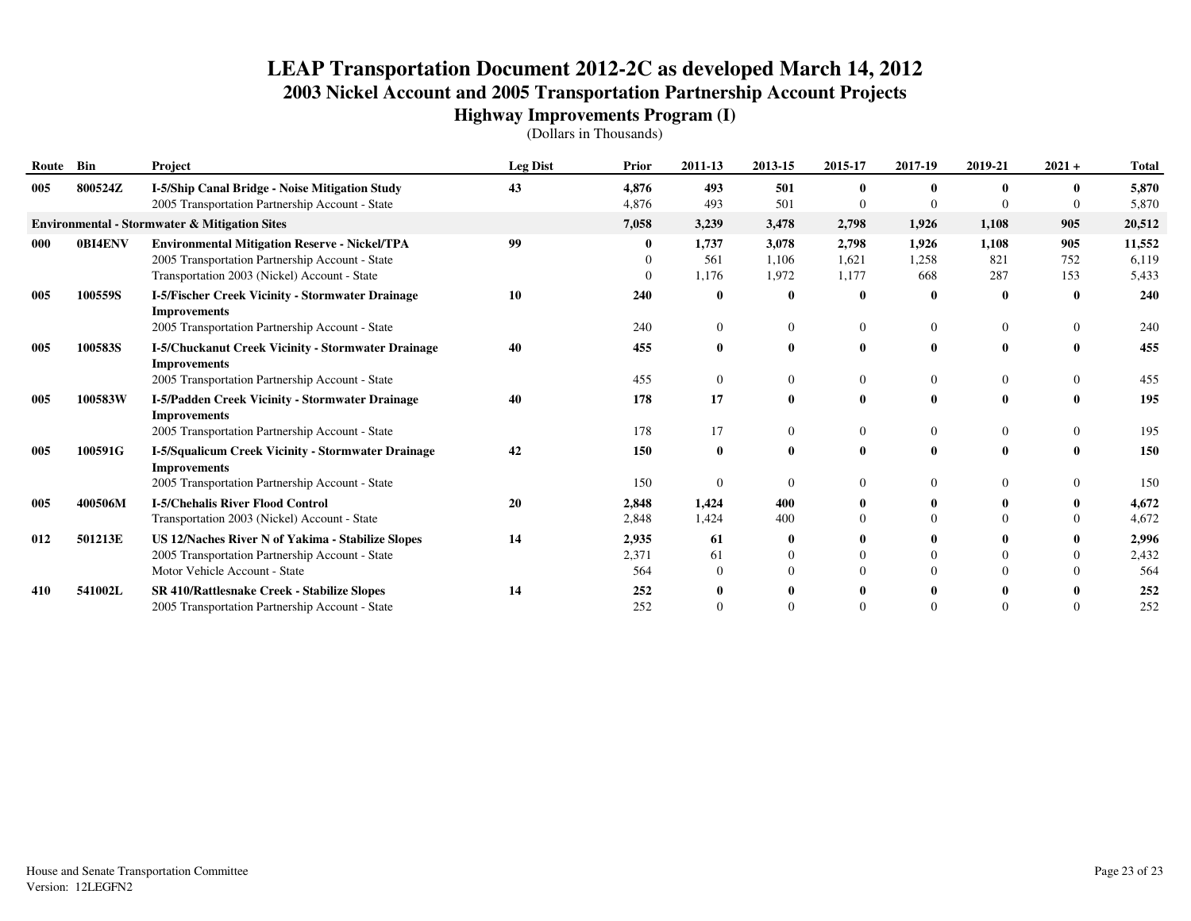# LEAP Transportation Document 2012-2C as developed March 14, 2012

## 2003 Nickel Account and 2005 Transportation Partnership Account Projects

### Highway Improvements Program (I)

(Dollars in Thousands)

| Route | Bin | Project | Leg Dist | Prior | 2011-13 | 2013-15 | 2015-17 | 2017-19 | 2019-21 | 2021 + | Total |
|---|---|---|---|---|---|---|---|---|---|---|---|
| **005** | **800524Z** | **I-5/Ship Canal Bridge - Noise Mitigation Study** | **43** | **4,876** | **493** | **501** | **0** | **0** | **0** | **0** | **5,870** |
| | | 2005 Transportation Partnership Account - State | | 4,876 | 493 | 501 | 0 | 0 | 0 | 0 | 5,870 |
| **Environmental - Stormwater & Mitigation Sites** | | | | **7,058** | **3,239** | **3,478** | **2,798** | **1,926** | **1,108** | **905** | **20,512** |
| **000** | **0BI4ENV** | **Environmental Mitigation Reserve - Nickel/TPA** | **99** | **0** | **1,737** | **3,078** | **2,798** | **1,926** | **1,108** | **905** | **11,552** |
| | | 2005 Transportation Partnership Account - State | | 0 | 561 | 1,106 | 1,621 | 1,258 | 821 | 752 | 6,119 |
| | | Transportation 2003 (Nickel) Account - State | | 0 | 1,176 | 1,972 | 1,177 | 668 | 287 | 153 | 5,433 |
| **005** | **100559S** | **I-5/Fischer Creek Vicinity - Stormwater Drainage Improvements** | **10** | **240** | **0** | **0** | **0** | **0** | **0** | **0** | **240** |
| | | 2005 Transportation Partnership Account - State | | 240 | 0 | 0 | 0 | 0 | 0 | 0 | 240 |
| **005** | **100583S** | **I-5/Chuckanut Creek Vicinity - Stormwater Drainage Improvements** | **40** | **455** | **0** | **0** | **0** | **0** | **0** | **0** | **455** |
| | | 2005 Transportation Partnership Account - State | | 455 | 0 | 0 | 0 | 0 | 0 | 0 | 455 |
| **005** | **100583W** | **I-5/Padden Creek Vicinity - Stormwater Drainage Improvements** | **40** | **178** | **17** | **0** | **0** | **0** | **0** | **0** | **195** |
| | | 2005 Transportation Partnership Account - State | | 178 | 17 | 0 | 0 | 0 | 0 | 0 | 195 |
| **005** | **100591G** | **I-5/Squalicum Creek Vicinity - Stormwater Drainage Improvements** | **42** | **150** | **0** | **0** | **0** | **0** | **0** | **0** | **150** |
| | | 2005 Transportation Partnership Account - State | | 150 | 0 | 0 | 0 | 0 | 0 | 0 | 150 |
| **005** | **400506M** | **I-5/Chehalis River Flood Control** | **20** | **2,848** | **1,424** | **400** | **0** | **0** | **0** | **0** | **4,672** |
| | | Transportation 2003 (Nickel) Account - State | | 2,848 | 1,424 | 400 | 0 | 0 | 0 | 0 | 4,672 |
| **012** | **501213E** | **US 12/Naches River N of Yakima - Stabilize Slopes** | **14** | **2,935** | **61** | **0** | **0** | **0** | **0** | **0** | **2,996** |
| | | 2005 Transportation Partnership Account - State | | 2,371 | 61 | 0 | 0 | 0 | 0 | 0 | 2,432 |
| | | Motor Vehicle Account - State | | 564 | 0 | 0 | 0 | 0 | 0 | 0 | 564 |
| **410** | **541002L** | **SR 410/Rattlesnake Creek - Stabilize Slopes** | **14** | **252** | **0** | **0** | **0** | **0** | **0** | **0** | **252** |
| | | 2005 Transportation Partnership Account - State | | 252 | 0 | 0 | 0 | 0 | 0 | 0 | 252 |

House and Senate Transportation Committee
Version: 12LEGFN2